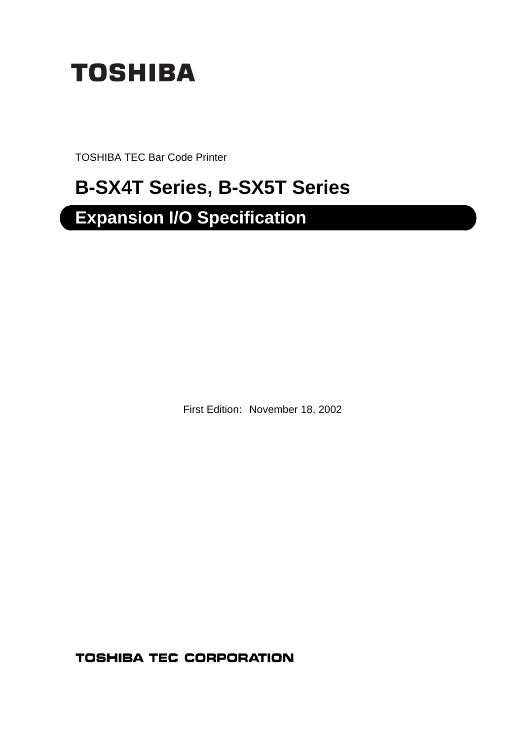**TOSHIBA**

TOSHIBA TEC Bar Code Printer

# B-SX4T Series, B-SX5T Series

## Expansion I/O Specification

First Edition: November 18, 2002

**TOSHIBA TEC CORPORATION**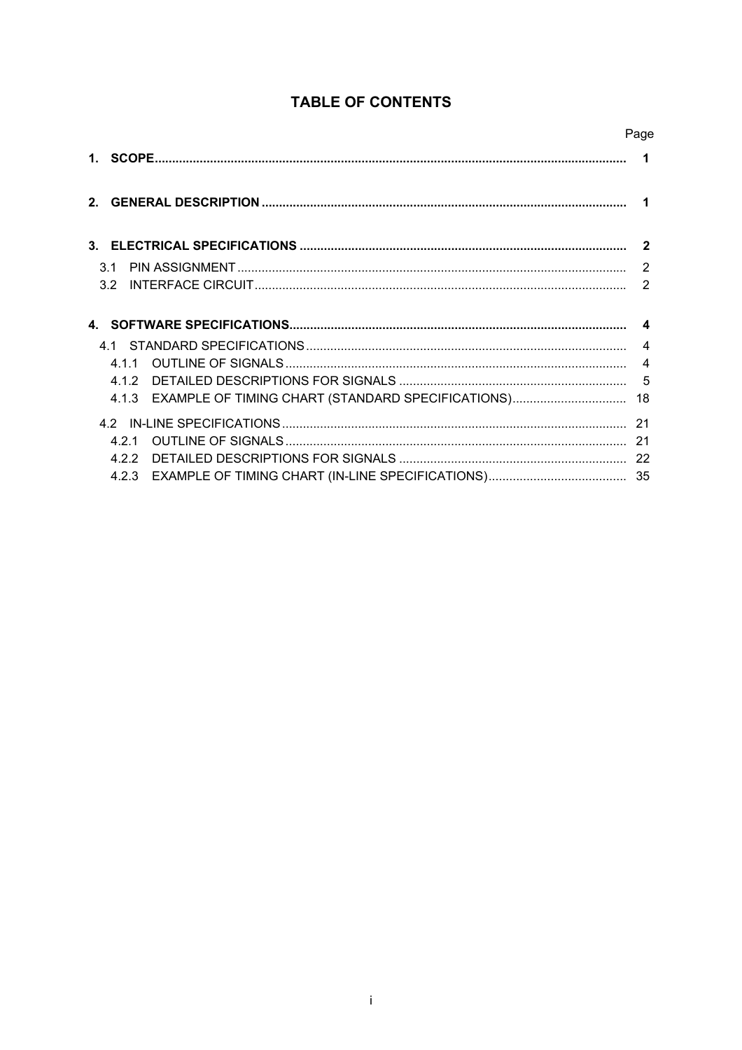# TABLE OF CONTENTS

| | Page |
|---|---|
| **1. SCOPE** | **1** |
| **2. GENERAL DESCRIPTION** | **1** |
| **3. ELECTRICAL SPECIFICATIONS** | **2** |
| 3.1 PIN ASSIGNMENT | 2 |
| 3.2 INTERFACE CIRCUIT | 2 |
| **4. SOFTWARE SPECIFICATIONS** | **4** |
| 4.1 STANDARD SPECIFICATIONS | 4 |
| 4.1.1 OUTLINE OF SIGNALS | 4 |
| 4.1.2 DETAILED DESCRIPTIONS FOR SIGNALS | 5 |
| 4.1.3 EXAMPLE OF TIMING CHART (STANDARD SPECIFICATIONS) | 18 |
| 4.2 IN-LINE SPECIFICATIONS | 21 |
| 4.2.1 OUTLINE OF SIGNALS | 21 |
| 4.2.2 DETAILED DESCRIPTIONS FOR SIGNALS | 22 |
| 4.2.3 EXAMPLE OF TIMING CHART (IN-LINE SPECIFICATIONS) | 35 |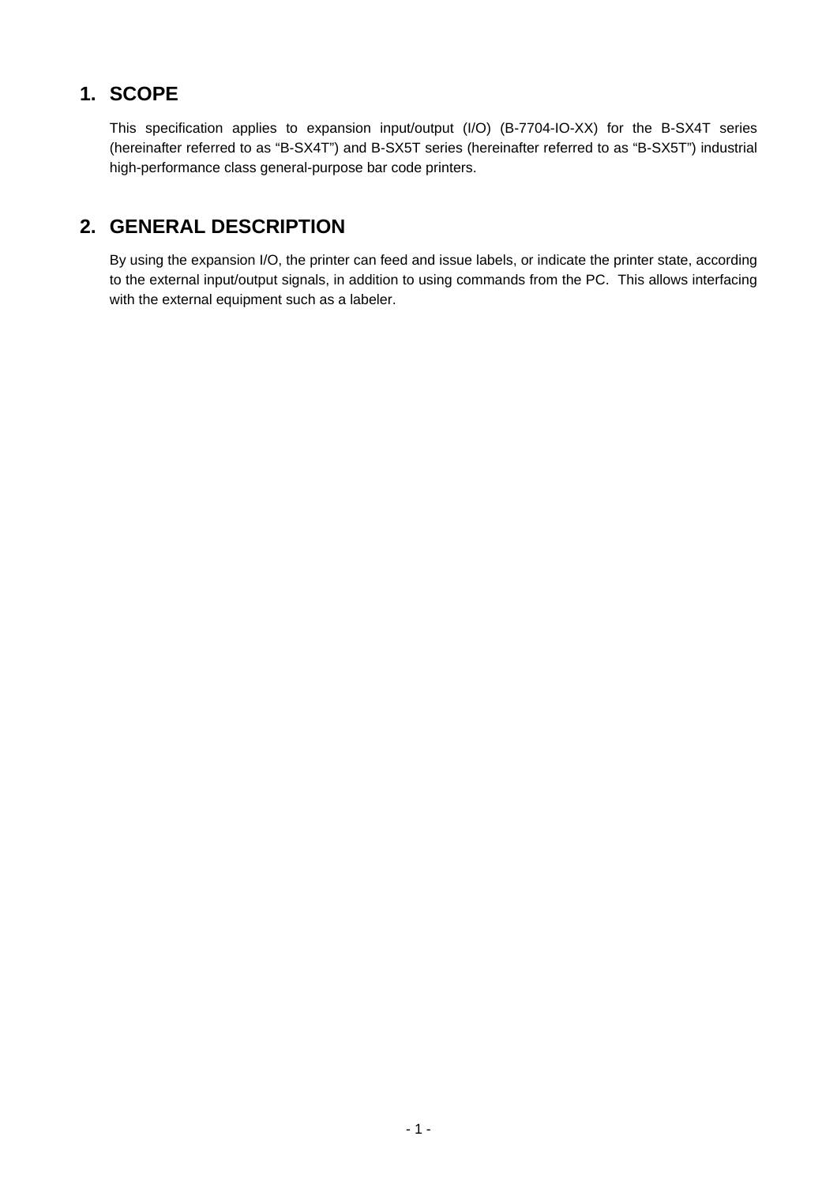## 1. SCOPE

This specification applies to expansion input/output (I/O) (B-7704-IO-XX) for the B-SX4T series (hereinafter referred to as “B-SX4T”) and B-SX5T series (hereinafter referred to as “B-SX5T”) industrial high-performance class general-purpose bar code printers.

## 2. GENERAL DESCRIPTION

By using the expansion I/O, the printer can feed and issue labels, or indicate the printer state, according to the external input/output signals, in addition to using commands from the PC.  This allows interfacing with the external equipment such as a labeler.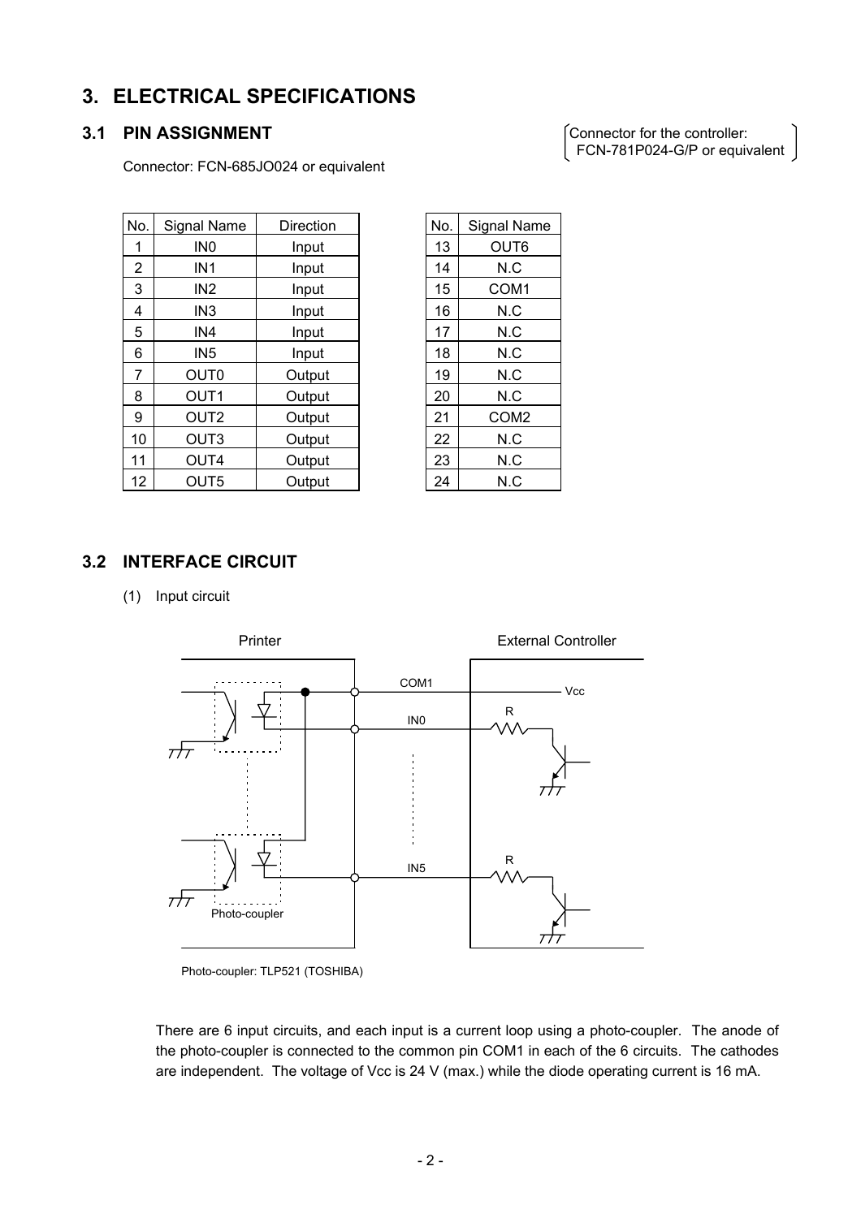# 3. ELECTRICAL SPECIFICATIONS

## 3.1 PIN ASSIGNMENT

Connector: FCN-685JO024 or equivalent

Connector for the controller: FCN-781P024-G/P or equivalent

| No. | Signal Name | Direction |
|---|---|---|
| 1 | IN0 | Input |
| 2 | IN1 | Input |
| 3 | IN2 | Input |
| 4 | IN3 | Input |
| 5 | IN4 | Input |
| 6 | IN5 | Input |
| 7 | OUT0 | Output |
| 8 | OUT1 | Output |
| 9 | OUT2 | Output |
| 10 | OUT3 | Output |
| 11 | OUT4 | Output |
| 12 | OUT5 | Output |

| No. | Signal Name |
|---|---|
| 13 | OUT6 |
| 14 | N.C |
| 15 | COM1 |
| 16 | N.C |
| 17 | N.C |
| 18 | N.C |
| 19 | N.C |
| 20 | N.C |
| 21 | COM2 |
| 22 | N.C |
| 23 | N.C |
| 24 | N.C |

## 3.2 INTERFACE CIRCUIT

(1) Input circuit

Printer — External Controller

COM1, IN0, IN5, Vcc, R, Photo-coupler

Photo-coupler: TLP521 (TOSHIBA)

There are 6 input circuits, and each input is a current loop using a photo-coupler. The anode of the photo-coupler is connected to the common pin COM1 in each of the 6 circuits. The cathodes are independent. The voltage of Vcc is 24 V (max.) while the diode operating current is 16 mA.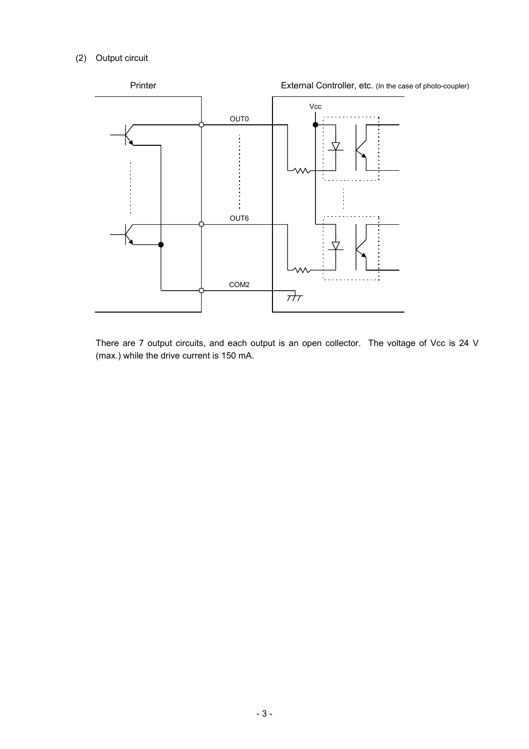(2) Output circuit

Printer

External Controller, etc. (In the case of photo-coupler)

Vcc

OUT0

OUT6

COM2

There are 7 output circuits, and each output is an open collector. The voltage of Vcc is 24 V (max.) while the drive current is 150 mA.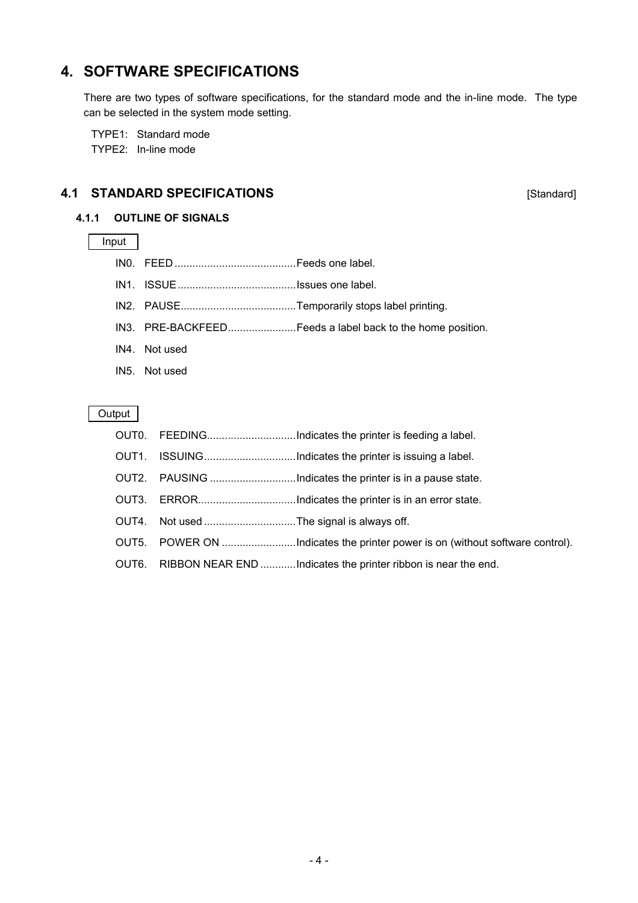# 4. SOFTWARE SPECIFICATIONS

There are two types of software specifications, for the standard mode and the in-line mode. The type can be selected in the system mode setting.

TYPE1: Standard mode
TYPE2: In-line mode

## 4.1 STANDARD SPECIFICATIONS [Standard]

### 4.1.1 OUTLINE OF SIGNALS

Input

IN0. FEED .........................................Feeds one label.

IN1. ISSUE ........................................Issues one label.

IN2. PAUSE.......................................Temporarily stops label printing.

IN3. PRE-BACKFEED.......................Feeds a label back to the home position.

IN4. Not used

IN5. Not used

Output

OUT0. FEEDING..............................Indicates the printer is feeding a label.

OUT1. ISSUING...............................Indicates the printer is issuing a label.

OUT2. PAUSING .............................Indicates the printer is in a pause state.

OUT3. ERROR.................................Indicates the printer is in an error state.

OUT4. Not used ..............................The signal is always off.

OUT5. POWER ON .........................Indicates the printer power is on (without software control).

OUT6. RIBBON NEAR END ............Indicates the printer ribbon is near the end.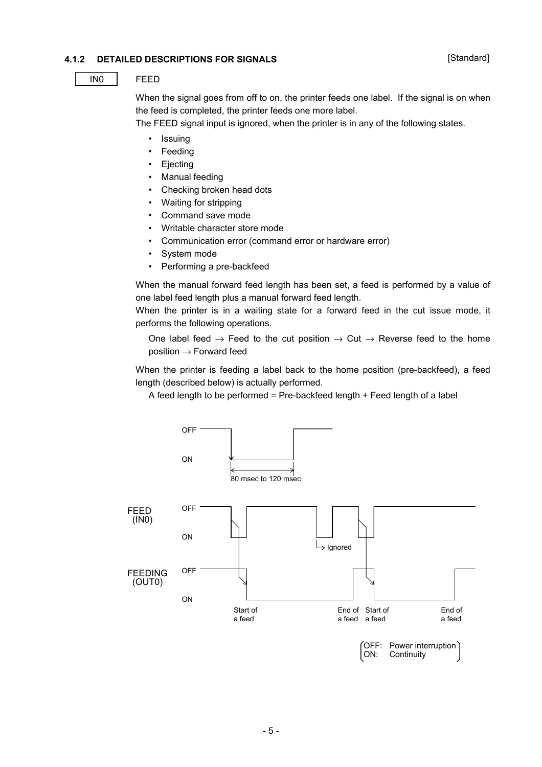### 4.1.2 DETAILED DESCRIPTIONS FOR SIGNALS

[Standard]

**IN0** FEED

When the signal goes from off to on, the printer feeds one label. If the signal is on when the feed is completed, the printer feeds one more label.

The FEED signal input is ignored, when the printer is in any of the following states.

- Issuing
- Feeding
- Ejecting
- Manual feeding
- Checking broken head dots
- Waiting for stripping
- Command save mode
- Writable character store mode
- Communication error (command error or hardware error)
- System mode
- Performing a pre-backfeed

When the manual forward feed length has been set, a feed is performed by a value of one label feed length plus a manual forward feed length.

When the printer is in a waiting state for a forward feed in the cut issue mode, it performs the following operations.

One label feed → Feed to the cut position → Cut → Reverse feed to the home position → Forward feed

When the printer is feeding a label back to the home position (pre-backfeed), a feed length (described below) is actually performed.

A feed length to be performed = Pre-backfeed length + Feed length of a label

OFF / ON — 80 msec to 120 msec

FEED (IN0) — OFF / ON — Ignored

FEEDING (OUT0) — OFF / ON — Start of a feed — End of a feed — Start of a feed — End of a feed

(OFF: Power interruption
ON: Continuity)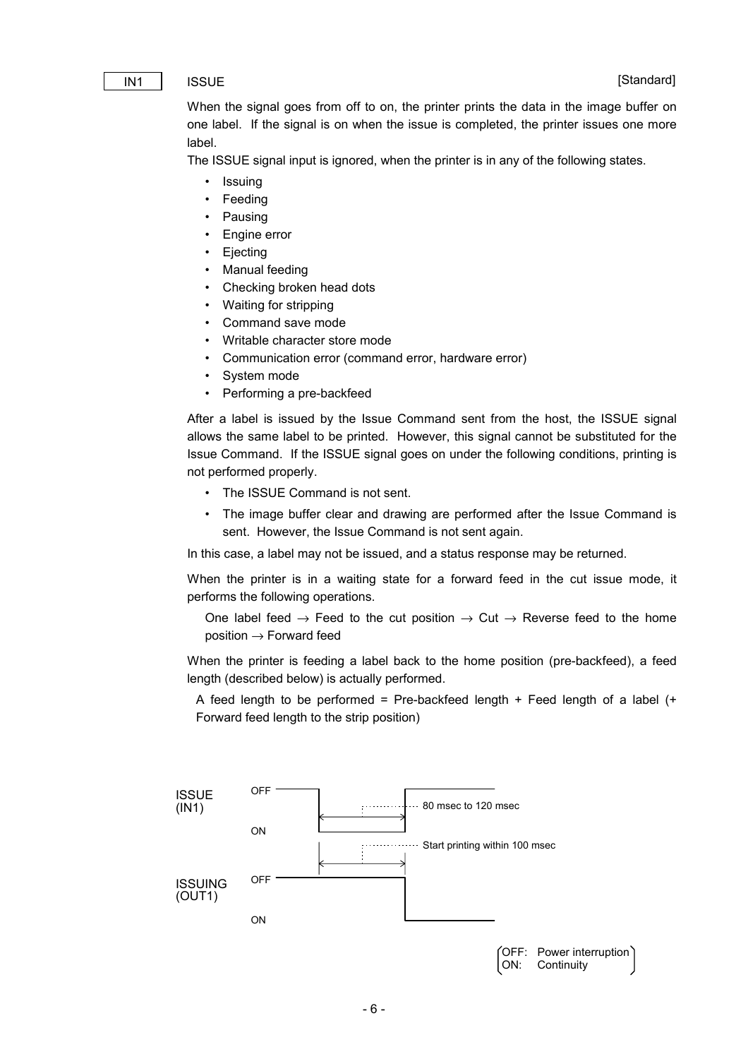IN1 ISSUE [Standard]

When the signal goes from off to on, the printer prints the data in the image buffer on one label. If the signal is on when the issue is completed, the printer issues one more label.

The ISSUE signal input is ignored, when the printer is in any of the following states.

- Issuing
- Feeding
- Pausing
- Engine error
- Ejecting
- Manual feeding
- Checking broken head dots
- Waiting for stripping
- Command save mode
- Writable character store mode
- Communication error (command error, hardware error)
- System mode
- Performing a pre-backfeed

After a label is issued by the Issue Command sent from the host, the ISSUE signal allows the same label to be printed. However, this signal cannot be substituted for the Issue Command. If the ISSUE signal goes on under the following conditions, printing is not performed properly.

- The ISSUE Command is not sent.
- The image buffer clear and drawing are performed after the Issue Command is sent. However, the Issue Command is not sent again.

In this case, a label may not be issued, and a status response may be returned.

When the printer is in a waiting state for a forward feed in the cut issue mode, it performs the following operations.

One label feed → Feed to the cut position → Cut → Reverse feed to the home position → Forward feed

When the printer is feeding a label back to the home position (pre-backfeed), a feed length (described below) is actually performed.

A feed length to be performed = Pre-backfeed length + Feed length of a label (+ Forward feed length to the strip position)

ISSUE (IN1): OFF / ON — 80 msec to 120 msec

Start printing within 100 msec

ISSUING (OUT1): OFF / ON

(OFF: Power interruption
ON: Continuity)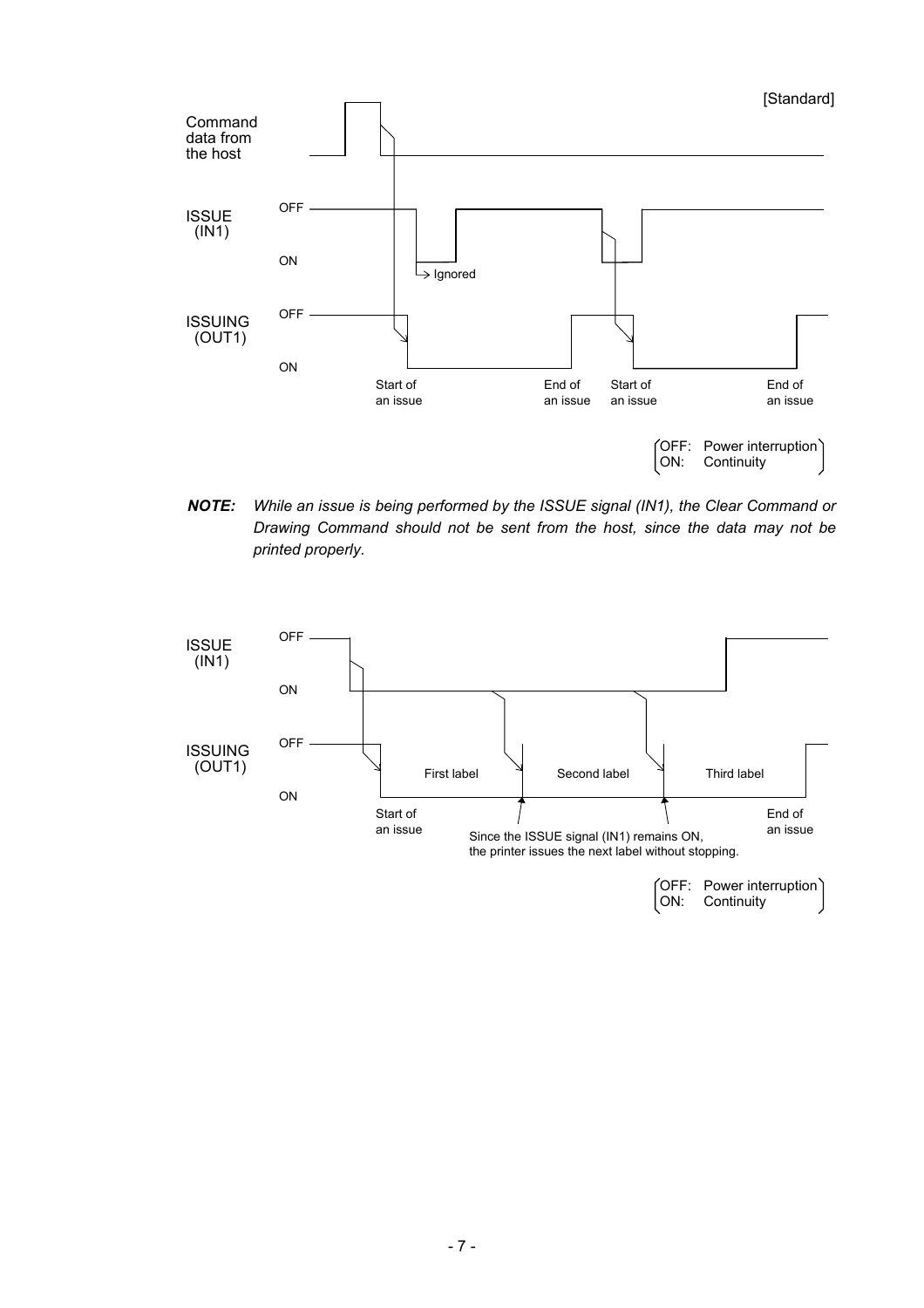[Standard]

Command data from the host

ISSUE (IN1) — OFF / ON — Ignored

ISSUING (OUT1) — OFF / ON

Start of an issue — End of an issue — Start of an issue — End of an issue

(OFF: Power interruption
ON: Continuity)

***NOTE:*** *While an issue is being performed by the ISSUE signal (IN1), the Clear Command or Drawing Command should not be sent from the host, since the data may not be printed properly.*

ISSUE (IN1) — OFF / ON

ISSUING (OUT1) — OFF / ON

First label — Second label — Third label

Start of an issue — End of an issue

Since the ISSUE signal (IN1) remains ON, the printer issues the next label without stopping.

(OFF: Power interruption
ON: Continuity)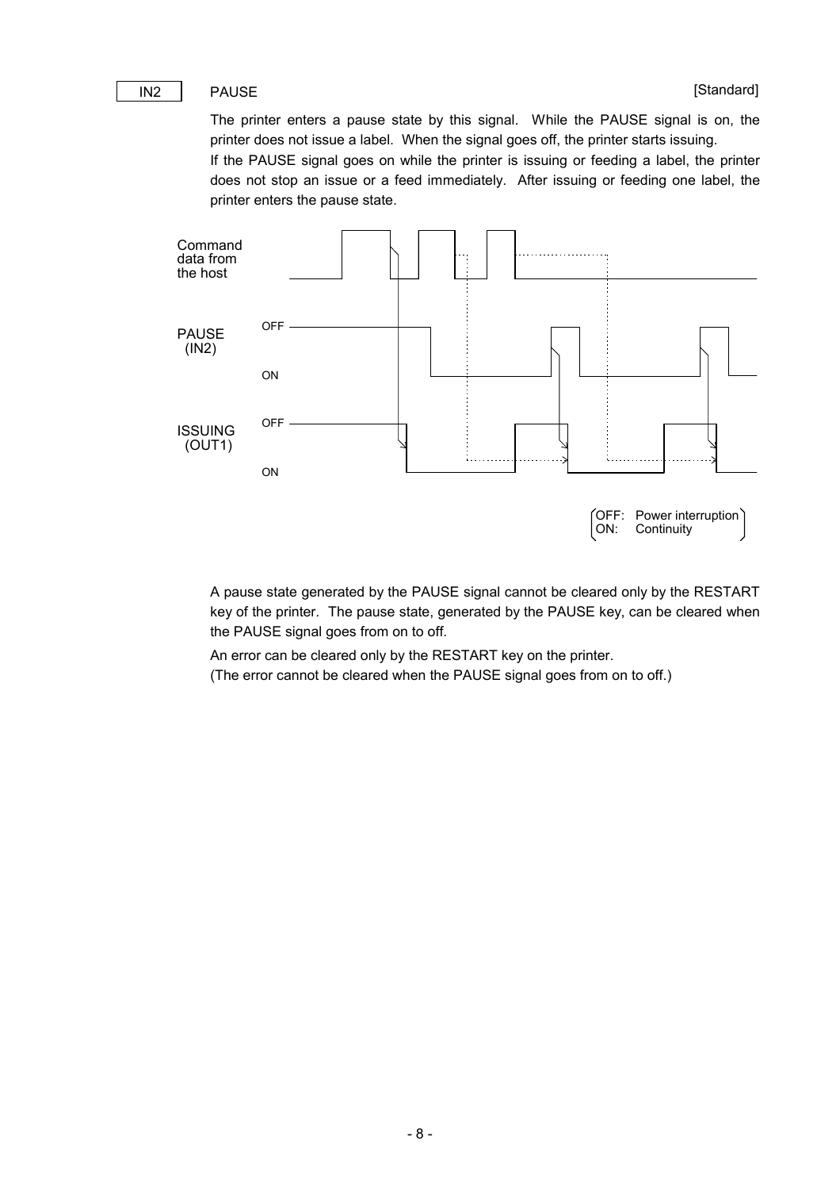IN2 PAUSE [Standard]

The printer enters a pause state by this signal. While the PAUSE signal is on, the printer does not issue a label. When the signal goes off, the printer starts issuing.

If the PAUSE signal goes on while the printer is issuing or feeding a label, the printer does not stop an issue or a feed immediately. After issuing or feeding one label, the printer enters the pause state.

Command data from the host

PAUSE (IN2) OFF ON

ISSUING (OUT1) OFF ON

(OFF: Power interruption
ON: Continuity)

A pause state generated by the PAUSE signal cannot be cleared only by the RESTART key of the printer. The pause state, generated by the PAUSE key, can be cleared when the PAUSE signal goes from on to off.

An error can be cleared only by the RESTART key on the printer.
(The error cannot be cleared when the PAUSE signal goes from on to off.)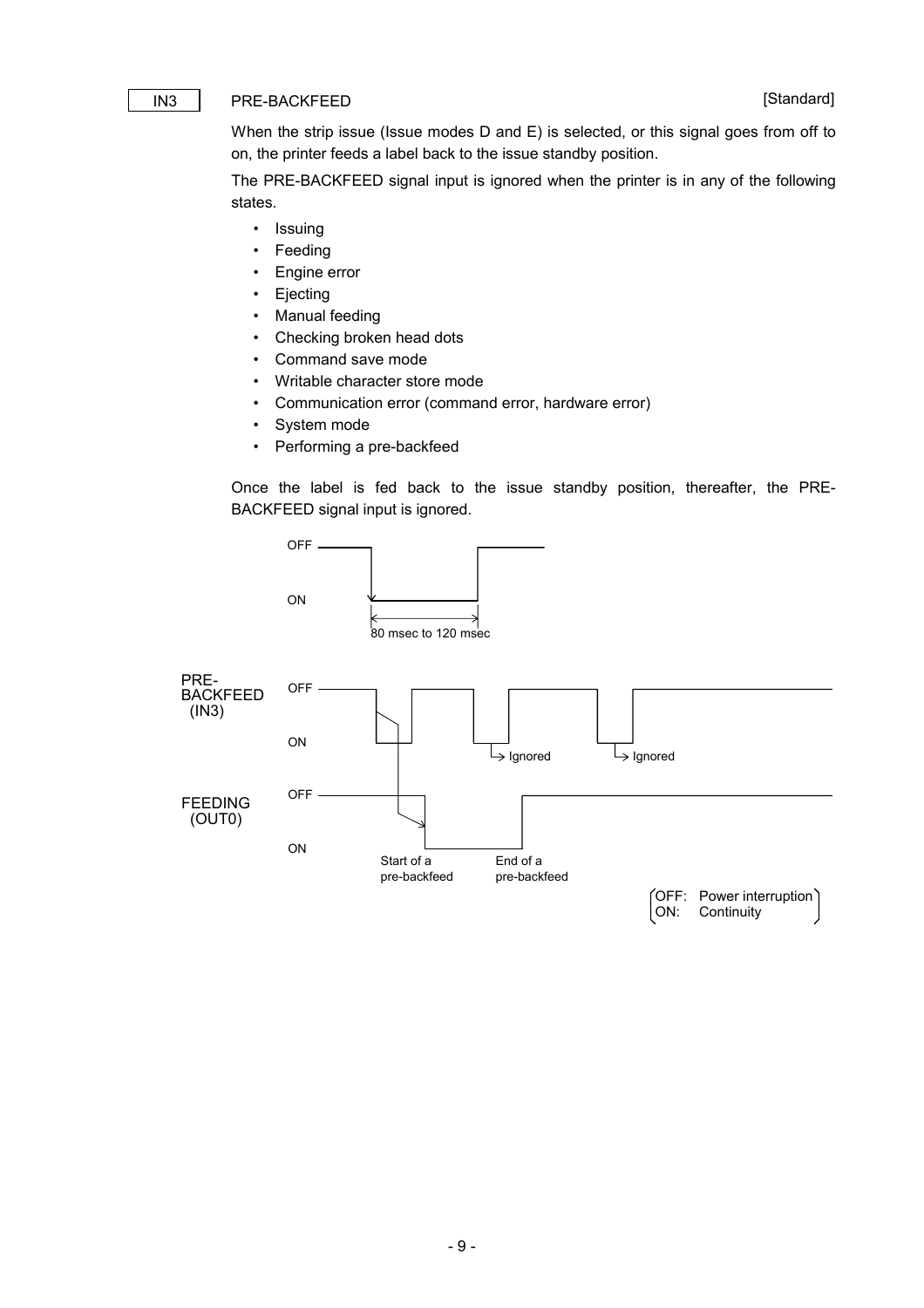IN3 PRE-BACKFEED [Standard]

When the strip issue (Issue modes D and E) is selected, or this signal goes from off to on, the printer feeds a label back to the issue standby position.

The PRE-BACKFEED signal input is ignored when the printer is in any of the following states.

- Issuing
- Feeding
- Engine error
- Ejecting
- Manual feeding
- Checking broken head dots
- Command save mode
- Writable character store mode
- Communication error (command error, hardware error)
- System mode
- Performing a pre-backfeed

Once the label is fed back to the issue standby position, thereafter, the PRE-BACKFEED signal input is ignored.

OFF
ON
80 msec to 120 msec

PRE-BACKFEED (IN3) OFF ON Ignored Ignored

FEEDING (OUT0) OFF ON Start of a pre-backfeed End of a pre-backfeed

(OFF: Power interruption
ON: Continuity)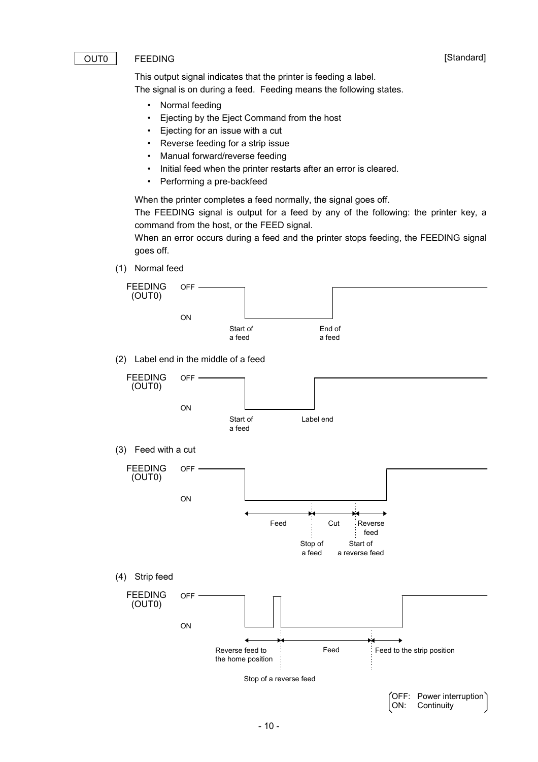OUT0 FEEDING [Standard]

This output signal indicates that the printer is feeding a label.
The signal is on during a feed. Feeding means the following states.

- Normal feeding
- Ejecting by the Eject Command from the host
- Ejecting for an issue with a cut
- Reverse feeding for a strip issue
- Manual forward/reverse feeding
- Initial feed when the printer restarts after an error is cleared.
- Performing a pre-backfeed

When the printer completes a feed normally, the signal goes off.
The FEEDING signal is output for a feed by any of the following: the printer key, a command from the host, or the FEED signal.
When an error occurs during a feed and the printer stops feeding, the FEEDING signal goes off.

(1) Normal feed

FEEDING (OUT0) OFF ON — Start of a feed — End of a feed

(2) Label end in the middle of a feed

FEEDING (OUT0) OFF ON — Start of a feed — Label end

(3) Feed with a cut

FEEDING (OUT0) OFF ON — Feed — Cut — Reverse feed — Stop of a feed — Start of a reverse feed

(4) Strip feed

FEEDING (OUT0) OFF ON — Reverse feed to the home position — Feed — Feed to the strip position — Stop of a reverse feed

(OFF: Power interruption
ON: Continuity)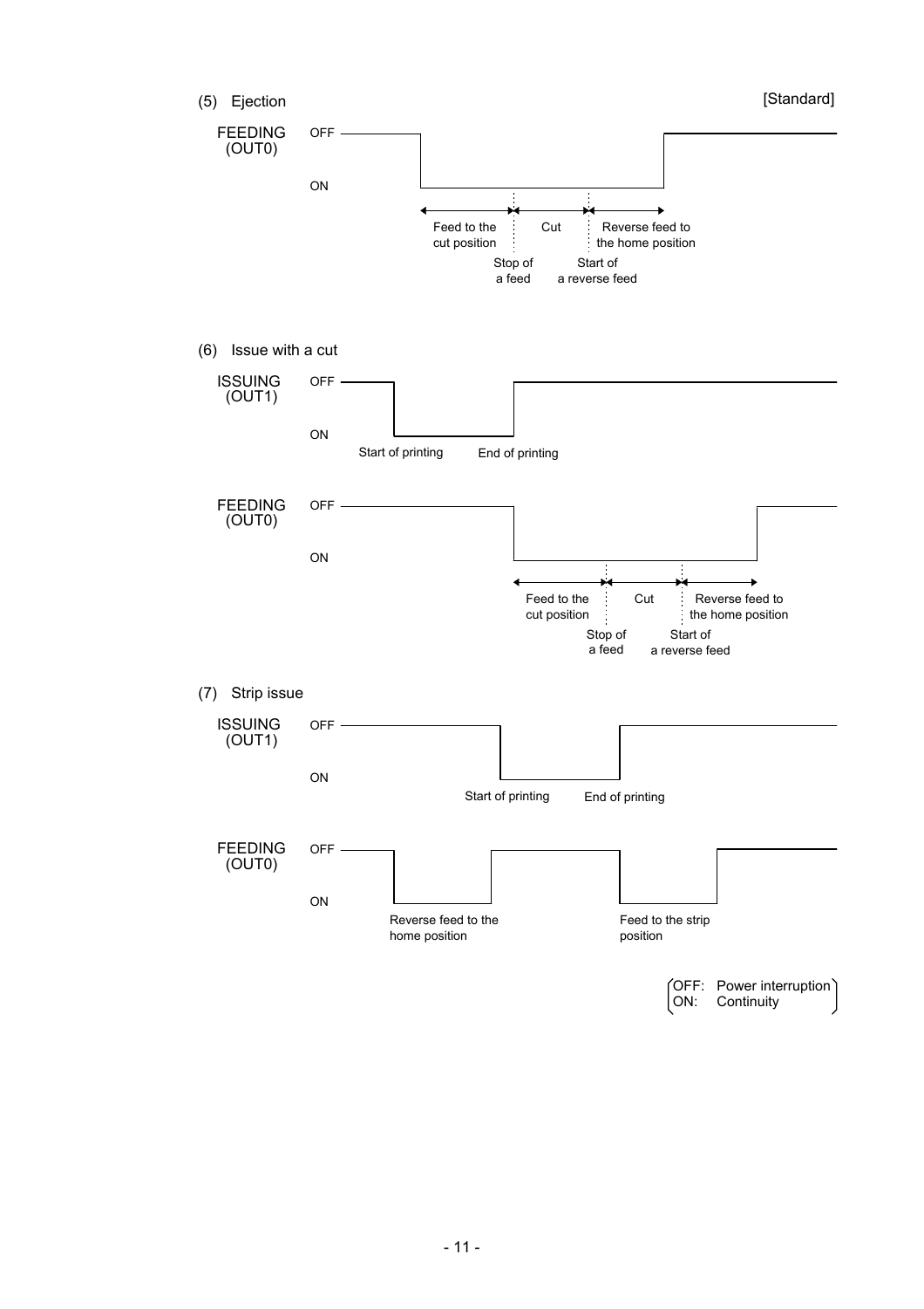[Standard]

(5) Ejection

FEEDING (OUT0)

OFF

ON

Feed to the cut position

Cut

Reverse feed to the home position

Stop of a feed

Start of a reverse feed

(6) Issue with a cut

ISSUING (OUT1)

OFF

ON

Start of printing

End of printing

FEEDING (OUT0)

OFF

ON

Feed to the cut position

Cut

Reverse feed to the home position

Stop of a feed

Start of a reverse feed

(7) Strip issue

ISSUING (OUT1)

OFF

ON

Start of printing

End of printing

FEEDING (OUT0)

OFF

ON

Reverse feed to the home position

Feed to the strip position

(OFF: Power interruption
ON: Continuity)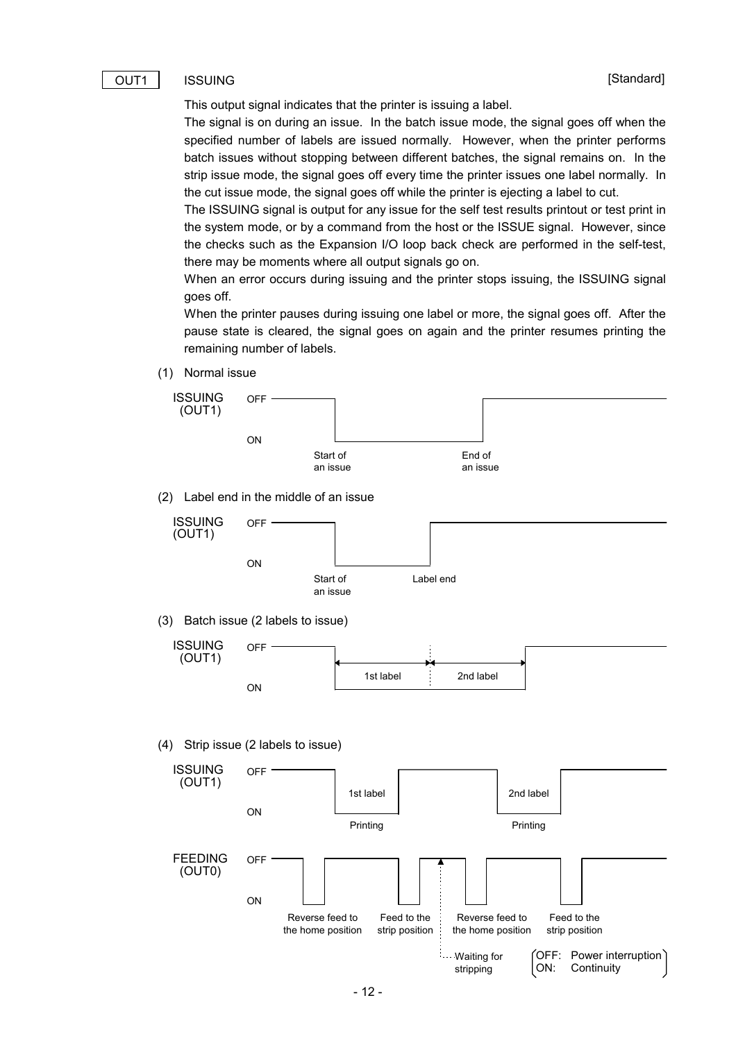OUT1 ISSUING [Standard]

This output signal indicates that the printer is issuing a label.

The signal is on during an issue. In the batch issue mode, the signal goes off when the specified number of labels are issued normally. However, when the printer performs batch issues without stopping between different batches, the signal remains on. In the strip issue mode, the signal goes off every time the printer issues one label normally. In the cut issue mode, the signal goes off while the printer is ejecting a label to cut.

The ISSUING signal is output for any issue for the self test results printout or test print in the system mode, or by a command from the host or the ISSUE signal. However, since the checks such as the Expansion I/O loop back check are performed in the self-test, there may be moments where all output signals go on.

When an error occurs during issuing and the printer stops issuing, the ISSUING signal goes off.

When the printer pauses during issuing one label or more, the signal goes off. After the pause state is cleared, the signal goes on again and the printer resumes printing the remaining number of labels.

(1) Normal issue

ISSUING (OUT1) OFF / ON — Start of an issue, End of an issue

(2) Label end in the middle of an issue

ISSUING (OUT1) OFF / ON — Start of an issue, Label end

(3) Batch issue (2 labels to issue)

ISSUING (OUT1) OFF / ON — 1st label, 2nd label

(4) Strip issue (2 labels to issue)

ISSUING (OUT1) OFF / ON — 1st label Printing, 2nd label Printing

FEEDING (OUT0) OFF / ON — Reverse feed to the home position, Feed to the strip position, Waiting for stripping, Reverse feed to the home position, Feed to the strip position

(OFF: Power interruption, ON: Continuity)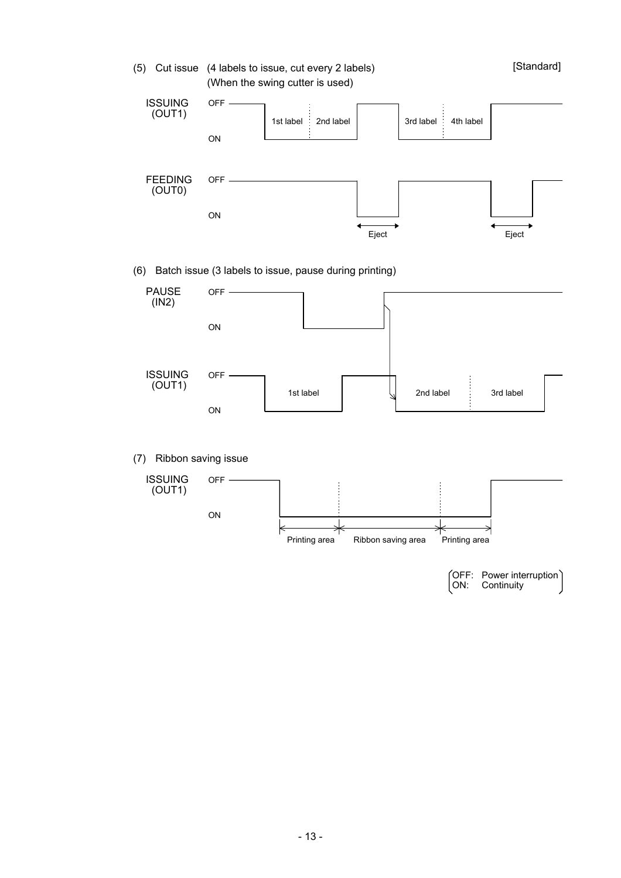(5) Cut issue (4 labels to issue, cut every 2 labels) [Standard]
(When the swing cutter is used)

ISSUING (OUT1) OFF ON — 1st label, 2nd label, 3rd label, 4th label

FEEDING (OUT0) OFF ON — Eject, Eject

(6) Batch issue (3 labels to issue, pause during printing)

PAUSE (IN2) OFF ON

ISSUING (OUT1) OFF ON — 1st label, 2nd label, 3rd label

(7) Ribbon saving issue

ISSUING (OUT1) OFF ON — Printing area, Ribbon saving area, Printing area

OFF: Power interruption
ON: Continuity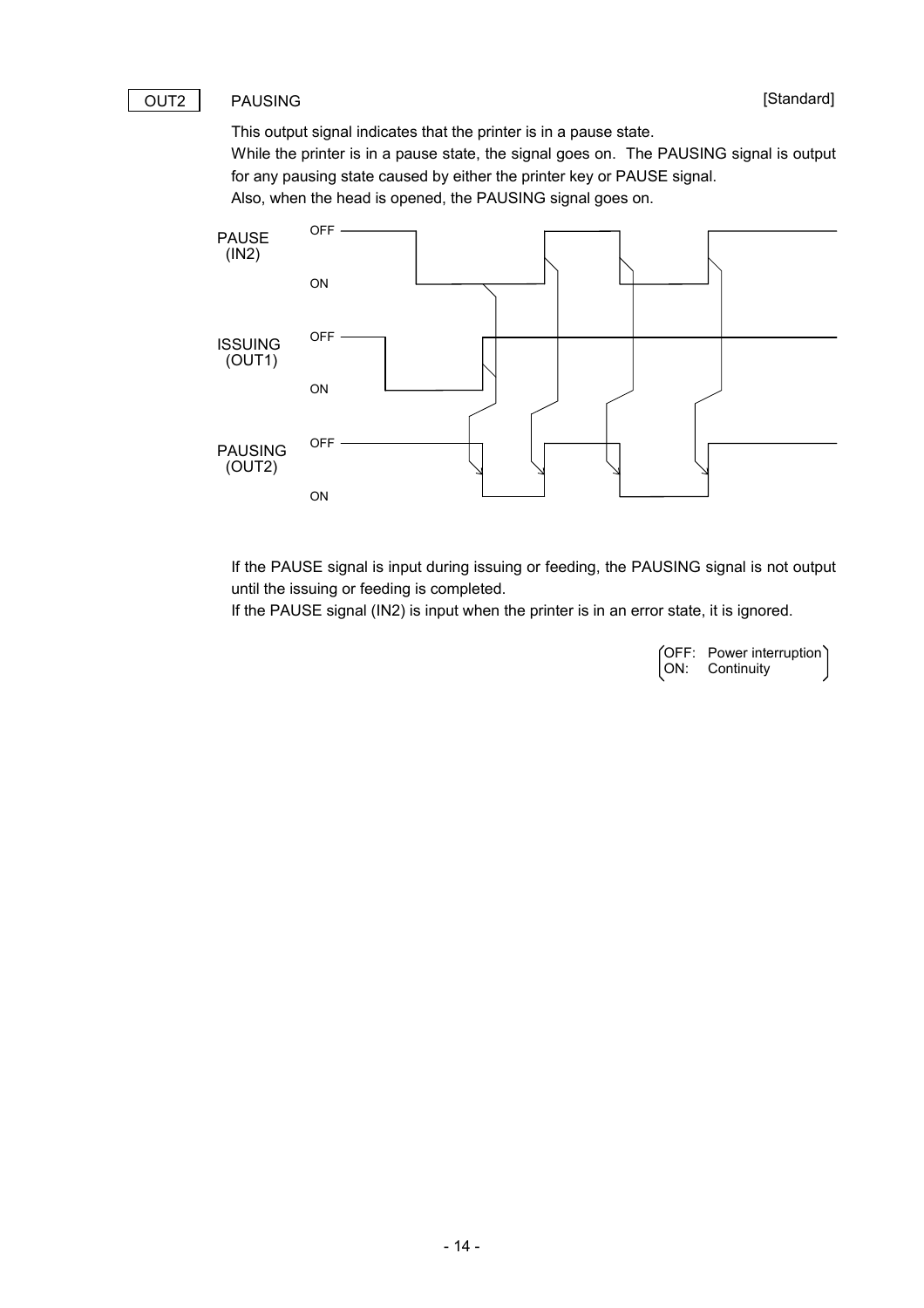OUT2 PAUSING [Standard]

This output signal indicates that the printer is in a pause state.
While the printer is in a pause state, the signal goes on. The PAUSING signal is output for any pausing state caused by either the printer key or PAUSE signal.
Also, when the head is opened, the PAUSING signal goes on.

PAUSE (IN2) OFF ON

ISSUING (OUT1) OFF ON

PAUSING (OUT2) OFF ON

If the PAUSE signal is input during issuing or feeding, the PAUSING signal is not output until the issuing or feeding is completed.
If the PAUSE signal (IN2) is input when the printer is in an error state, it is ignored.

(OFF: Power interruption
ON: Continuity)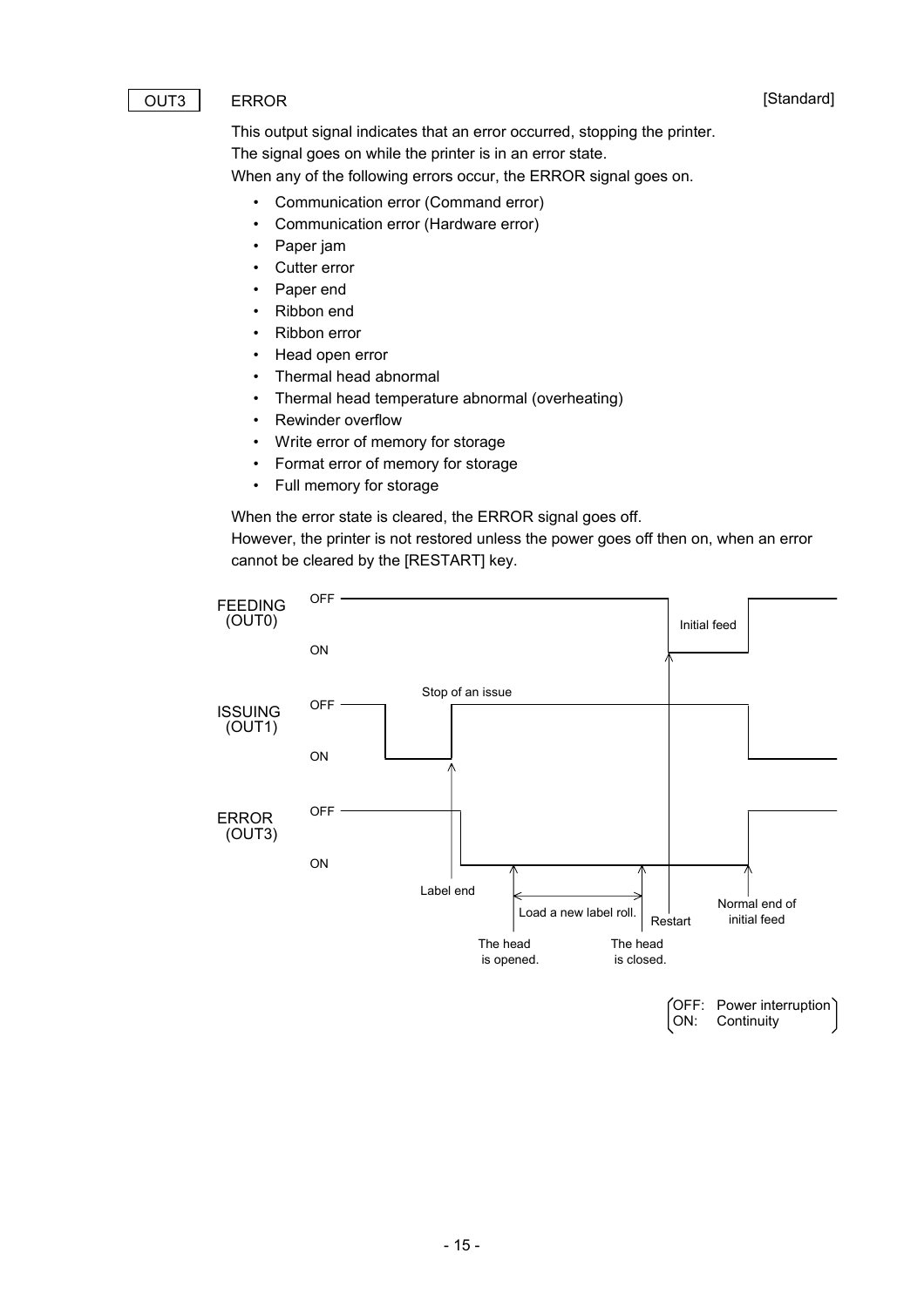OUT3 ERROR [Standard]

This output signal indicates that an error occurred, stopping the printer.
The signal goes on while the printer is in an error state.
When any of the following errors occur, the ERROR signal goes on.

- Communication error (Command error)
- Communication error (Hardware error)
- Paper jam
- Cutter error
- Paper end
- Ribbon end
- Ribbon error
- Head open error
- Thermal head abnormal
- Thermal head temperature abnormal (overheating)
- Rewinder overflow
- Write error of memory for storage
- Format error of memory for storage
- Full memory for storage

When the error state is cleared, the ERROR signal goes off.
However, the printer is not restored unless the power goes off then on, when an error cannot be cleared by the [RESTART] key.

FEEDING (OUT0) OFF / ON — Initial feed

ISSUING (OUT1) OFF / ON — Stop of an issue

ERROR (OUT3) OFF / ON

Label end — The head is opened. — Load a new label roll. — The head is closed. — Restart — Normal end of initial feed

OFF: Power interruption
ON: Continuity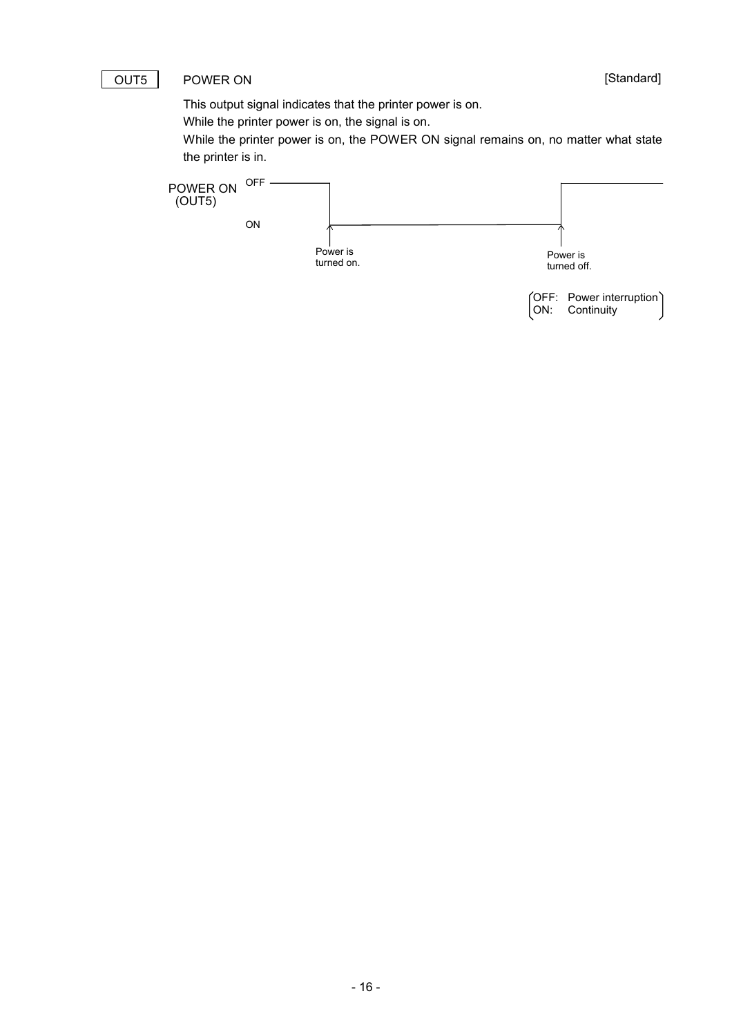OUT5 POWER ON [Standard]

This output signal indicates that the printer power is on.
While the printer power is on, the signal is on.
While the printer power is on, the POWER ON signal remains on, no matter what state the printer is in.

POWER ON (OUT5) OFF ON

Power is turned on.

Power is turned off.

(OFF: Power interruption
ON: Continuity)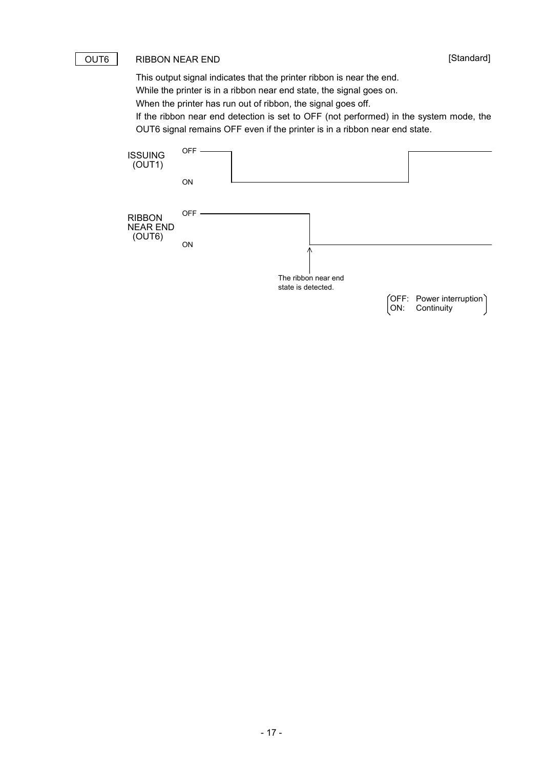OUT6 RIBBON NEAR END [Standard]

This output signal indicates that the printer ribbon is near the end.
While the printer is in a ribbon near end state, the signal goes on.
When the printer has run out of ribbon, the signal goes off.
If the ribbon near end detection is set to OFF (not performed) in the system mode, the OUT6 signal remains OFF even if the printer is in a ribbon near end state.

ISSUING (OUT1) OFF ON

RIBBON NEAR END (OUT6) OFF ON

The ribbon near end state is detected.

(OFF: Power interruption
ON: Continuity)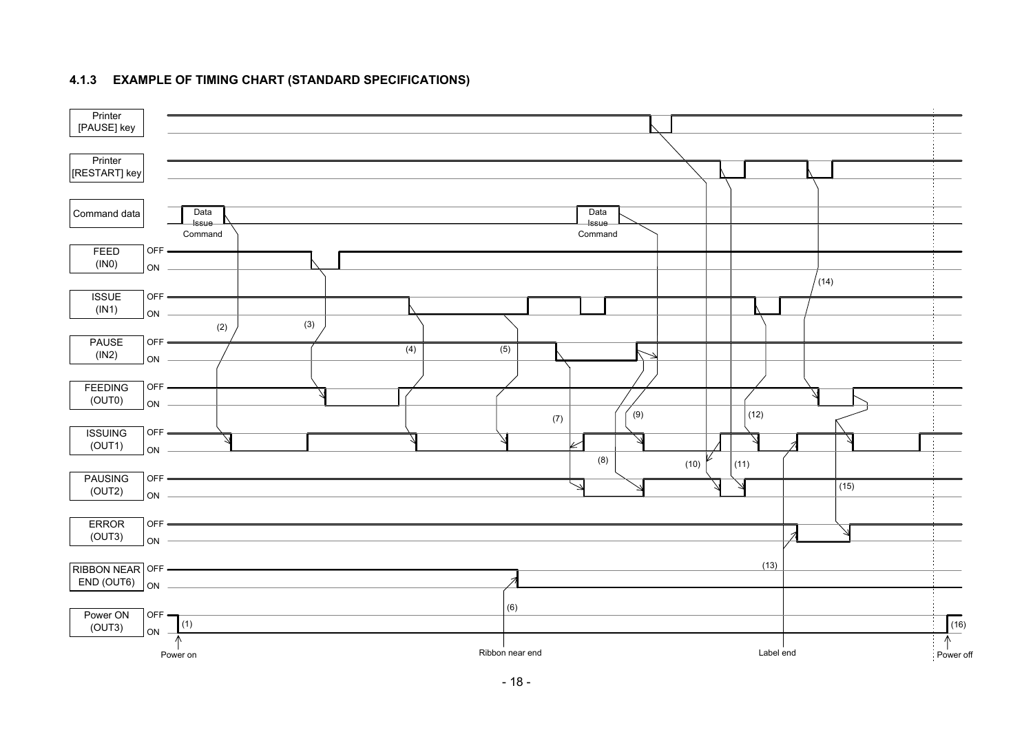### 4.1.3 EXAMPLE OF TIMING CHART (STANDARD SPECIFICATIONS)

Printer [PAUSE] key

Printer [RESTART] key

Command data — Data Issue Command — Data Issue Command

FEED (IN0) OFF ON

ISSUE (IN1) OFF ON

PAUSE (IN2) OFF ON

FEEDING (OUT0) OFF ON

ISSUING (OUT1) OFF ON

PAUSING (OUT2) OFF ON

ERROR (OUT3) OFF ON

RIBBON NEAR END (OUT6) OFF ON

Power ON (OUT3) OFF ON

(1) (2) (3) (4) (5) (6) (7) (8) (9) (10) (11) (12) (13) (14) (15) (16)

Power on — Ribbon near end — Label end — Power off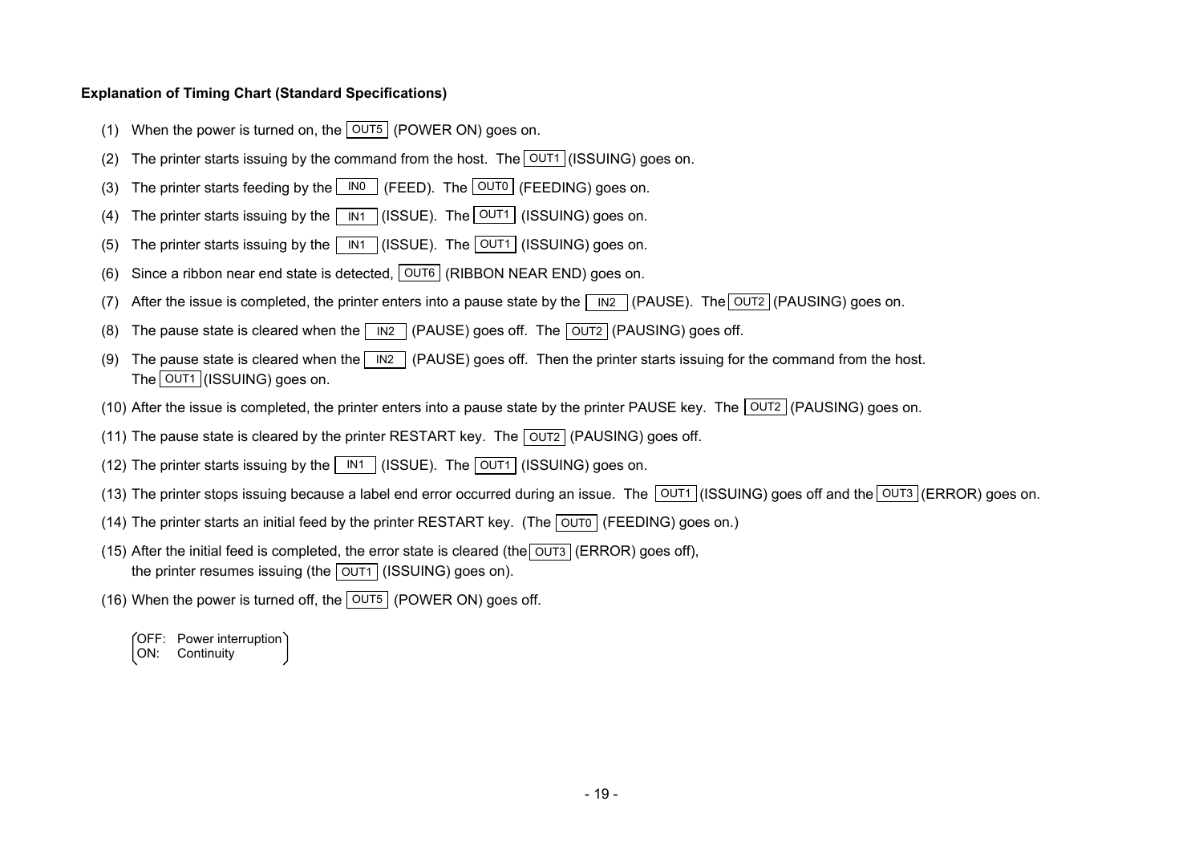**Explanation of Timing Chart (Standard Specifications)**

(1) When the power is turned on, the OUT5 (POWER ON) goes on.

(2) The printer starts issuing by the command from the host. The OUT1 (ISSUING) goes on.

(3) The printer starts feeding by the IN0 (FEED). The OUT0 (FEEDING) goes on.

(4) The printer starts issuing by the IN1 (ISSUE). The OUT1 (ISSUING) goes on.

(5) The printer starts issuing by the IN1 (ISSUE). The OUT1 (ISSUING) goes on.

(6) Since a ribbon near end state is detected, OUT6 (RIBBON NEAR END) goes on.

(7) After the issue is completed, the printer enters into a pause state by the IN2 (PAUSE). The OUT2 (PAUSING) goes on.

(8) The pause state is cleared when the IN2 (PAUSE) goes off. The OUT2 (PAUSING) goes off.

(9) The pause state is cleared when the IN2 (PAUSE) goes off. Then the printer starts issuing for the command from the host.
The OUT1 (ISSUING) goes on.

(10) After the issue is completed, the printer enters into a pause state by the printer PAUSE key. The OUT2 (PAUSING) goes on.

(11) The pause state is cleared by the printer RESTART key. The OUT2 (PAUSING) goes off.

(12) The printer starts issuing by the IN1 (ISSUE). The OUT1 (ISSUING) goes on.

(13) The printer stops issuing because a label end error occurred during an issue. The OUT1 (ISSUING) goes off and the OUT3 (ERROR) goes on.

(14) The printer starts an initial feed by the printer RESTART key. (The OUT0 (FEEDING) goes on.)

(15) After the initial feed is completed, the error state is cleared (the OUT3 (ERROR) goes off),
the printer resumes issuing (the OUT1 (ISSUING) goes on).

(16) When the power is turned off, the OUT5 (POWER ON) goes off.

(OFF: Power interruption
ON: Continuity)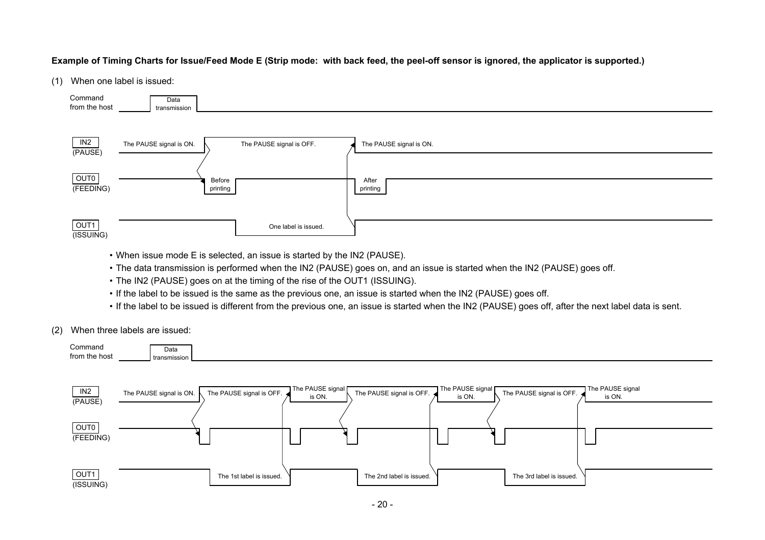**Example of Timing Charts for Issue/Feed Mode E (Strip mode: with back feed, the peel-off sensor is ignored, the applicator is supported.)**

(1) When one label is issued:

Command from the host — Data transmission

IN2 (PAUSE) — The PAUSE signal is ON. / The PAUSE signal is OFF. / The PAUSE signal is ON.

OUT0 (FEEDING) — Before printing / After printing

OUT1 (ISSUING) — One label is issued.

- When issue mode E is selected, an issue is started by the IN2 (PAUSE).
- The data transmission is performed when the IN2 (PAUSE) goes on, and an issue is started when the IN2 (PAUSE) goes off.
- The IN2 (PAUSE) goes on at the timing of the rise of the OUT1 (ISSUING).
- If the label to be issued is the same as the previous one, an issue is started when the IN2 (PAUSE) goes off.
- If the label to be issued is different from the previous one, an issue is started when the IN2 (PAUSE) goes off, after the next label data is sent.

(2) When three labels are issued:

Command from the host — Data transmission

IN2 (PAUSE) — The PAUSE signal is ON. / The PAUSE signal is OFF. / The PAUSE signal is ON. / The PAUSE signal is OFF. / The PAUSE signal is ON. / The PAUSE signal is OFF. / The PAUSE signal is ON.

OUT0 (FEEDING)

OUT1 (ISSUING) — The 1st label is issued. / The 2nd label is issued. / The 3rd label is issued.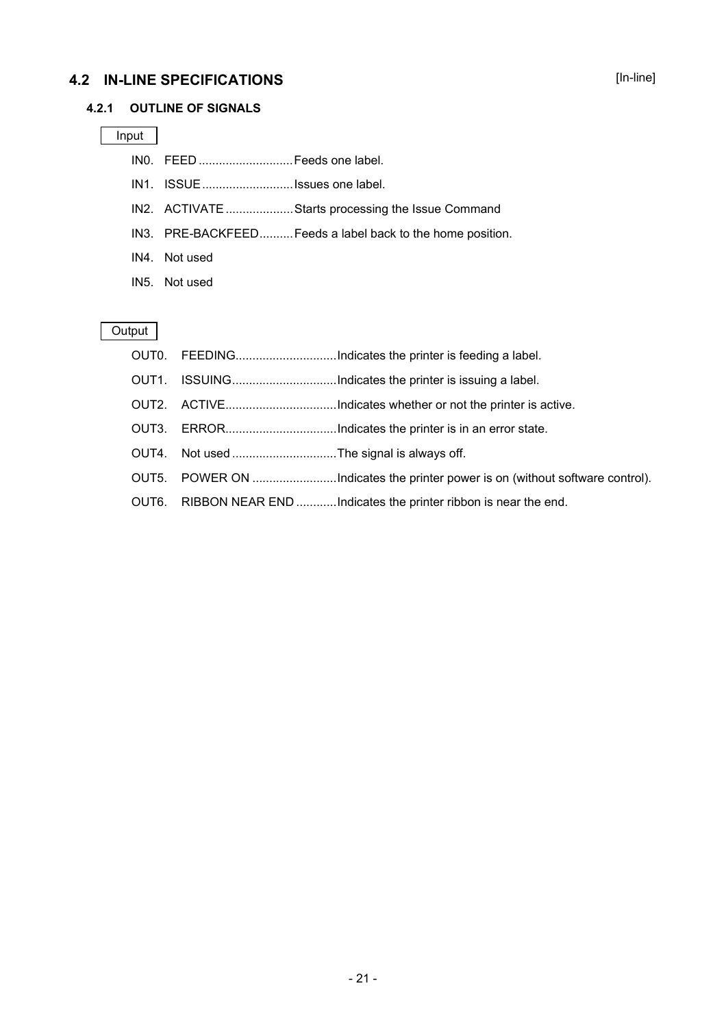## 4.2 IN-LINE SPECIFICATIONS

[In-line]

### 4.2.1 OUTLINE OF SIGNALS

Input

IN0. FEED ............................Feeds one label.

IN1. ISSUE...........................Issues one label.

IN2. ACTIVATE ....................Starts processing the Issue Command

IN3. PRE-BACKFEED..........Feeds a label back to the home position.

IN4. Not used

IN5. Not used

Output

OUT0. FEEDING..............................Indicates the printer is feeding a label.

OUT1. ISSUING...............................Indicates the printer is issuing a label.

OUT2. ACTIVE.................................Indicates whether or not the printer is active.

OUT3. ERROR.................................Indicates the printer is in an error state.

OUT4. Not used ...............................The signal is always off.

OUT5. POWER ON .........................Indicates the printer power is on (without software control).

OUT6. RIBBON NEAR END ............Indicates the printer ribbon is near the end.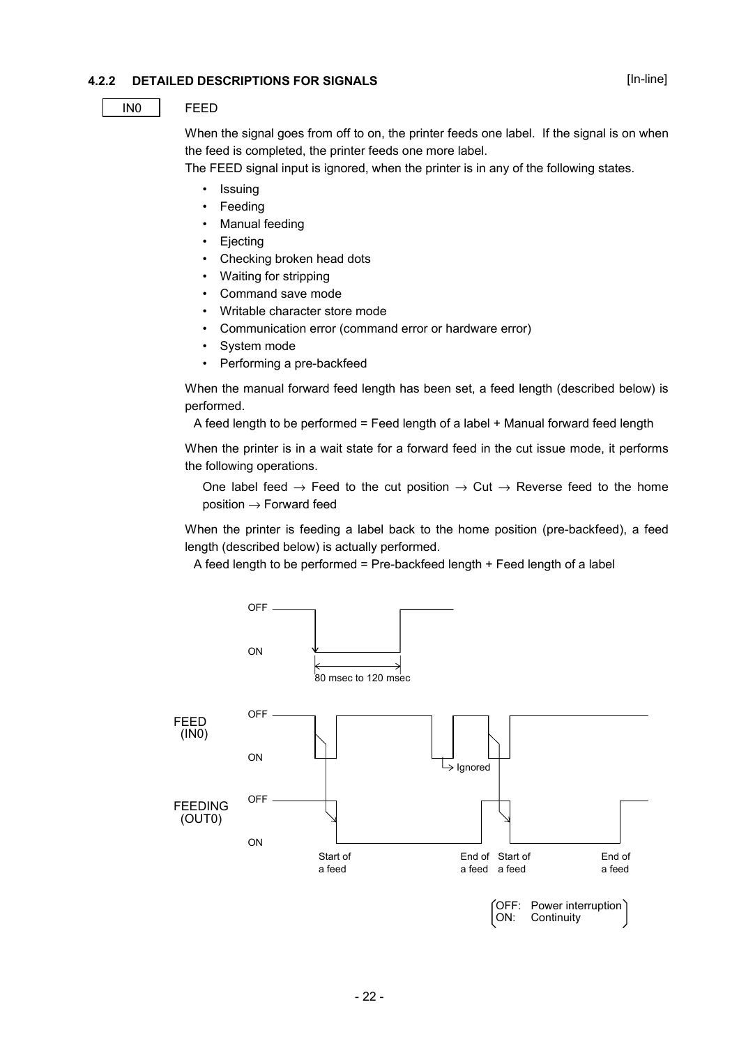### 4.2.2 DETAILED DESCRIPTIONS FOR SIGNALS

[In-line]

IN0 FEED

When the signal goes from off to on, the printer feeds one label. If the signal is on when the feed is completed, the printer feeds one more label.

The FEED signal input is ignored, when the printer is in any of the following states.

- Issuing
- Feeding
- Manual feeding
- Ejecting
- Checking broken head dots
- Waiting for stripping
- Command save mode
- Writable character store mode
- Communication error (command error or hardware error)
- System mode
- Performing a pre-backfeed

When the manual forward feed length has been set, a feed length (described below) is performed.

A feed length to be performed = Feed length of a label + Manual forward feed length

When the printer is in a wait state for a forward feed in the cut issue mode, it performs the following operations.

One label feed → Feed to the cut position → Cut → Reverse feed to the home position → Forward feed

When the printer is feeding a label back to the home position (pre-backfeed), a feed length (described below) is actually performed.

A feed length to be performed = Pre-backfeed length + Feed length of a label

OFF
ON
80 msec to 120 msec

FEED (IN0)
OFF
ON
Ignored

FEEDING (OUT0)
OFF
ON
Start of a feed
End of a feed
Start of a feed
End of a feed

(OFF: Power interruption
ON: Continuity)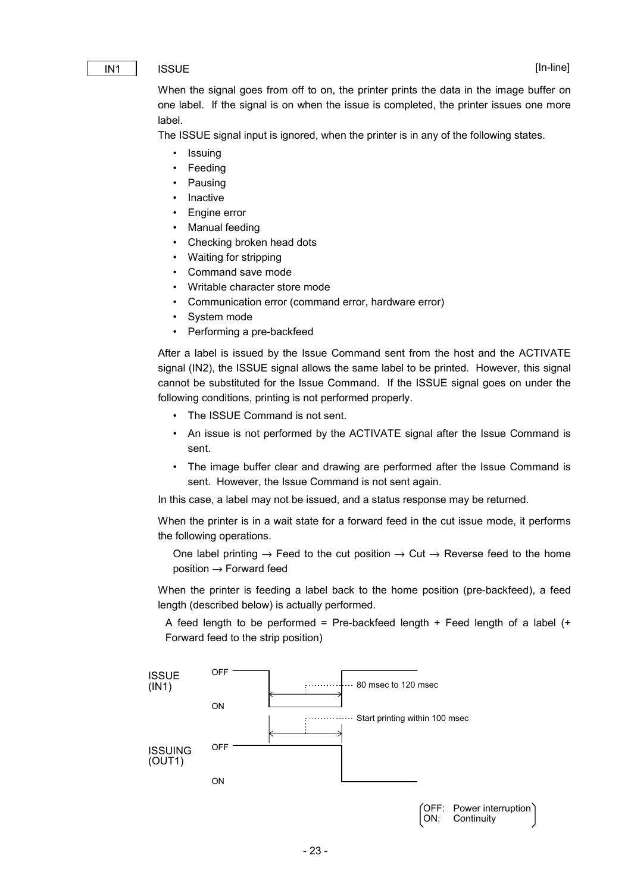IN1 ISSUE [In-line]

When the signal goes from off to on, the printer prints the data in the image buffer on one label. If the signal is on when the issue is completed, the printer issues one more label.

The ISSUE signal input is ignored, when the printer is in any of the following states.

- Issuing
- Feeding
- Pausing
- Inactive
- Engine error
- Manual feeding
- Checking broken head dots
- Waiting for stripping
- Command save mode
- Writable character store mode
- Communication error (command error, hardware error)
- System mode
- Performing a pre-backfeed

After a label is issued by the Issue Command sent from the host and the ACTIVATE signal (IN2), the ISSUE signal allows the same label to be printed. However, this signal cannot be substituted for the Issue Command. If the ISSUE signal goes on under the following conditions, printing is not performed properly.

- The ISSUE Command is not sent.
- An issue is not performed by the ACTIVATE signal after the Issue Command is sent.
- The image buffer clear and drawing are performed after the Issue Command is sent. However, the Issue Command is not sent again.

In this case, a label may not be issued, and a status response may be returned.

When the printer is in a wait state for a forward feed in the cut issue mode, it performs the following operations.

One label printing → Feed to the cut position → Cut → Reverse feed to the home position → Forward feed

When the printer is feeding a label back to the home position (pre-backfeed), a feed length (described below) is actually performed.

A feed length to be performed = Pre-backfeed length + Feed length of a label (+ Forward feed to the strip position)

ISSUE (IN1) OFF / ON — 80 msec to 120 msec

Start printing within 100 msec

ISSUING (OUT1) OFF / ON

(OFF: Power interruption
ON: Continuity)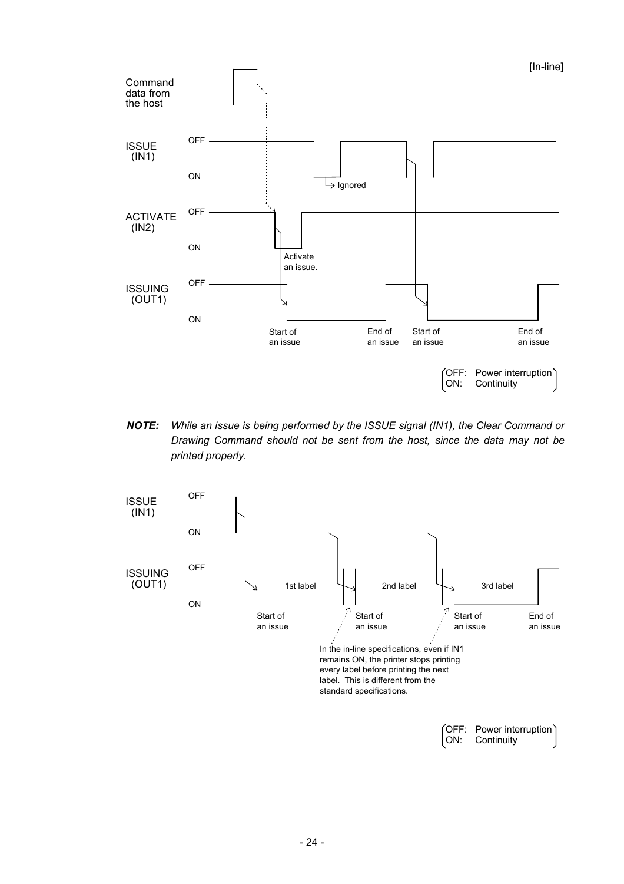[In-line]

Command data from the host

ISSUE (IN1) OFF ON → Ignored

ACTIVATE (IN2) OFF ON Activate an issue.

ISSUING (OUT1) OFF ON

Start of an issue    End of an issue    Start of an issue    End of an issue

(OFF: Power interruption
ON: Continuity)

***NOTE:*** *While an issue is being performed by the ISSUE signal (IN1), the Clear Command or Drawing Command should not be sent from the host, since the data may not be printed properly.*

ISSUE (IN1) OFF ON

ISSUING (OUT1) OFF ON

1st label    2nd label    3rd label

Start of an issue    Start of an issue    Start of an issue    End of an issue

In the in-line specifications, even if IN1 remains ON, the printer stops printing every label before printing the next label. This is different from the standard specifications.

(OFF: Power interruption
ON: Continuity)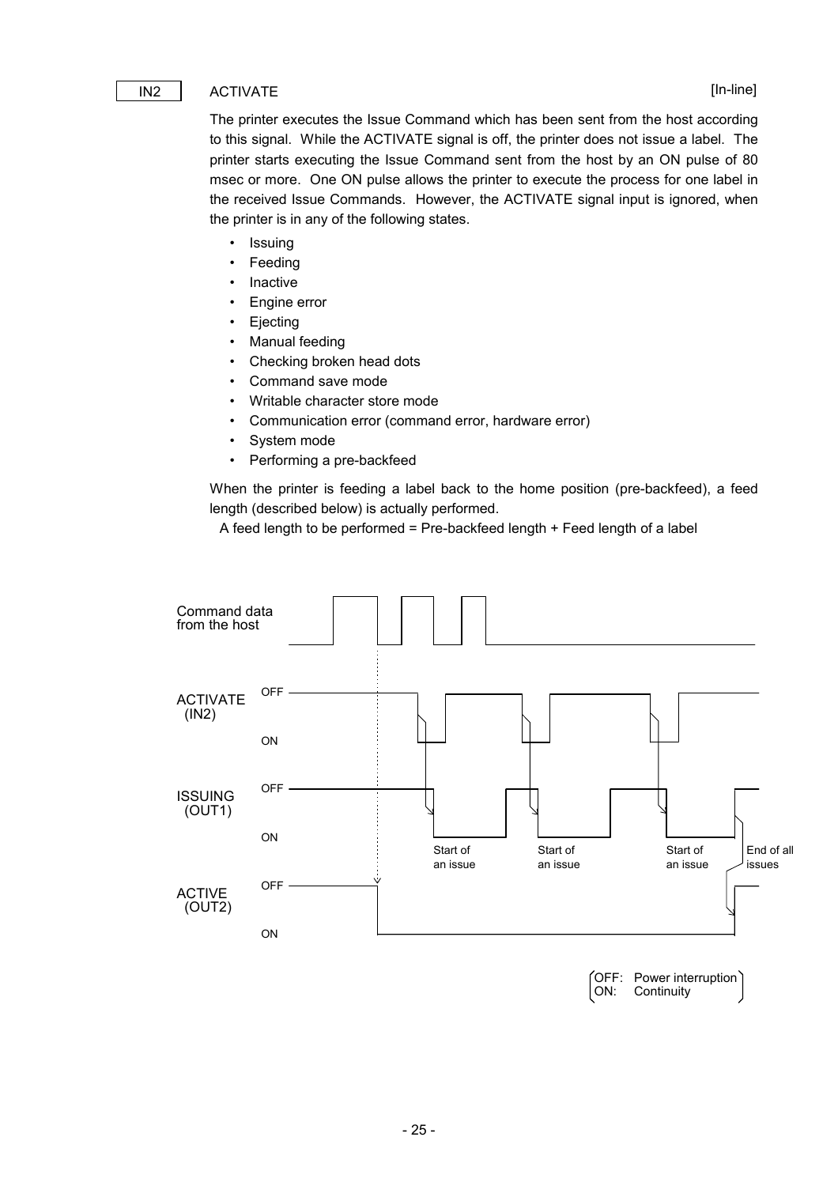IN2 ACTIVATE [In-line]

The printer executes the Issue Command which has been sent from the host according to this signal. While the ACTIVATE signal is off, the printer does not issue a label. The printer starts executing the Issue Command sent from the host by an ON pulse of 80 msec or more. One ON pulse allows the printer to execute the process for one label in the received Issue Commands. However, the ACTIVATE signal input is ignored, when the printer is in any of the following states.

- Issuing
- Feeding
- Inactive
- Engine error
- Ejecting
- Manual feeding
- Checking broken head dots
- Command save mode
- Writable character store mode
- Communication error (command error, hardware error)
- System mode
- Performing a pre-backfeed

When the printer is feeding a label back to the home position (pre-backfeed), a feed length (described below) is actually performed.

A feed length to be performed = Pre-backfeed length + Feed length of a label

Command data from the host

ACTIVATE (IN2) OFF ON

ISSUING (OUT1) OFF ON

Start of an issue | Start of an issue | Start of an issue | End of all issues

ACTIVE (OUT2) OFF ON

(OFF: Power interruption
ON: Continuity)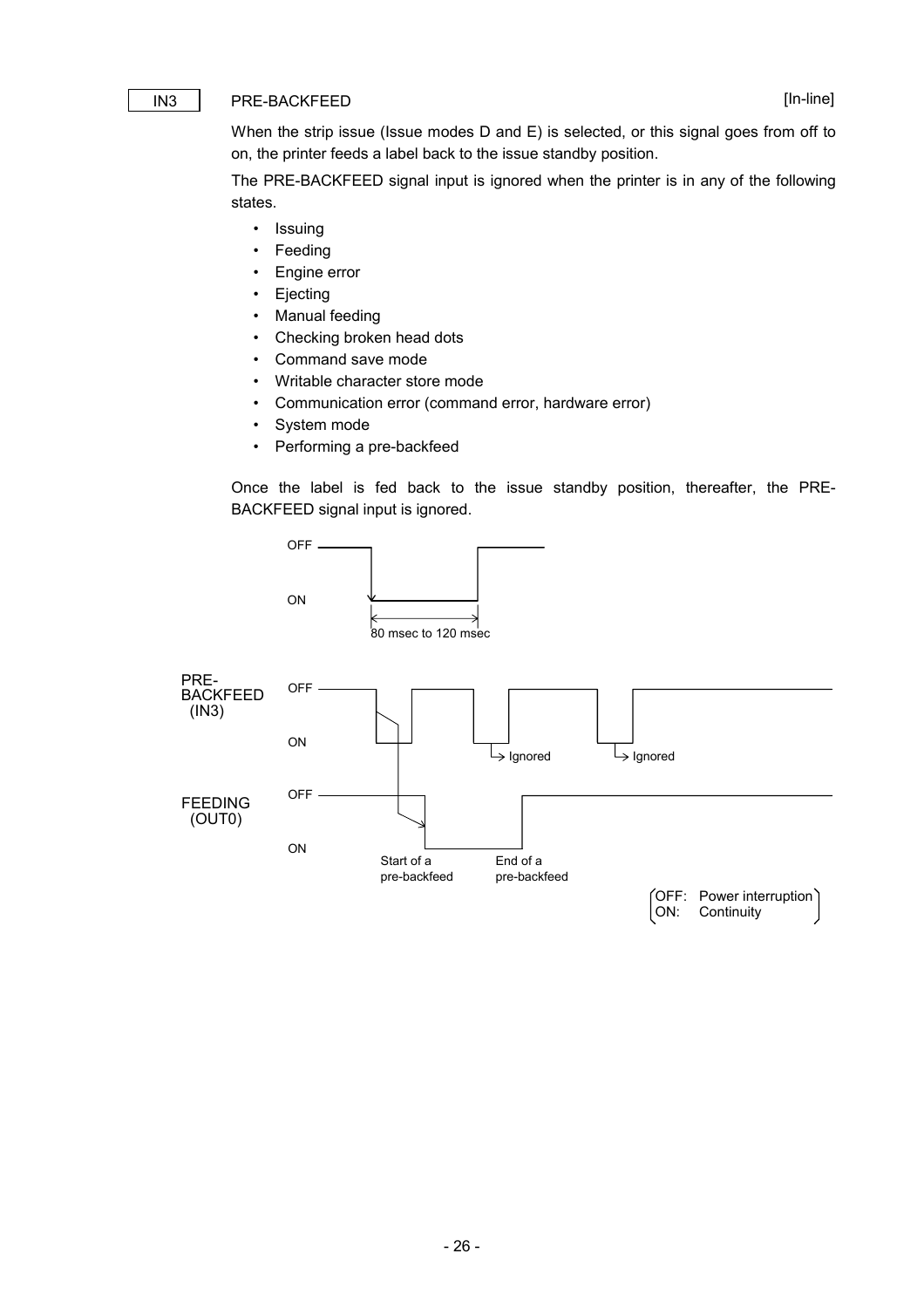IN3 PRE-BACKFEED [In-line]

When the strip issue (Issue modes D and E) is selected, or this signal goes from off to on, the printer feeds a label back to the issue standby position.

The PRE-BACKFEED signal input is ignored when the printer is in any of the following states.

- Issuing
- Feeding
- Engine error
- Ejecting
- Manual feeding
- Checking broken head dots
- Command save mode
- Writable character store mode
- Communication error (command error, hardware error)
- System mode
- Performing a pre-backfeed

Once the label is fed back to the issue standby position, thereafter, the PRE-BACKFEED signal input is ignored.

OFF
ON
80 msec to 120 msec

PRE-BACKFEED (IN3) OFF ON Ignored Ignored

FEEDING (OUT0) OFF ON Start of a pre-backfeed End of a pre-backfeed

(OFF: Power interruption
ON: Continuity)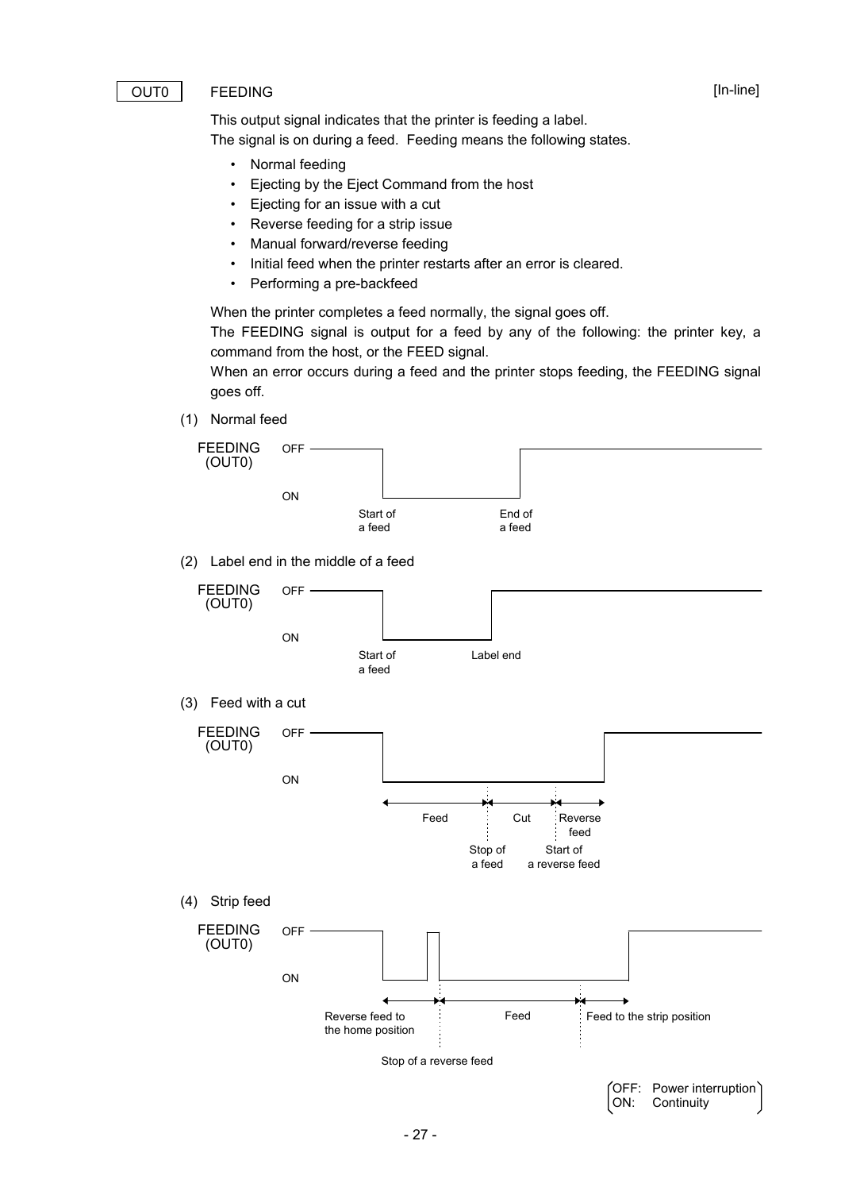OUT0 FEEDING [In-line]

This output signal indicates that the printer is feeding a label.
The signal is on during a feed. Feeding means the following states.

- Normal feeding
- Ejecting by the Eject Command from the host
- Ejecting for an issue with a cut
- Reverse feeding for a strip issue
- Manual forward/reverse feeding
- Initial feed when the printer restarts after an error is cleared.
- Performing a pre-backfeed

When the printer completes a feed normally, the signal goes off.
The FEEDING signal is output for a feed by any of the following: the printer key, a command from the host, or the FEED signal.
When an error occurs during a feed and the printer stops feeding, the FEEDING signal goes off.

(1) Normal feed

FEEDING (OUT0) OFF / ON

Start of a feed — End of a feed

(2) Label end in the middle of a feed

FEEDING (OUT0) OFF / ON

Start of a feed — Label end

(3) Feed with a cut

FEEDING (OUT0) OFF / ON

Feed — Cut — Reverse feed

Stop of a feed — Start of a reverse feed

(4) Strip feed

FEEDING (OUT0) OFF / ON

Reverse feed to the home position — Feed — Feed to the strip position

Stop of a reverse feed

OFF: Power interruption
ON: Continuity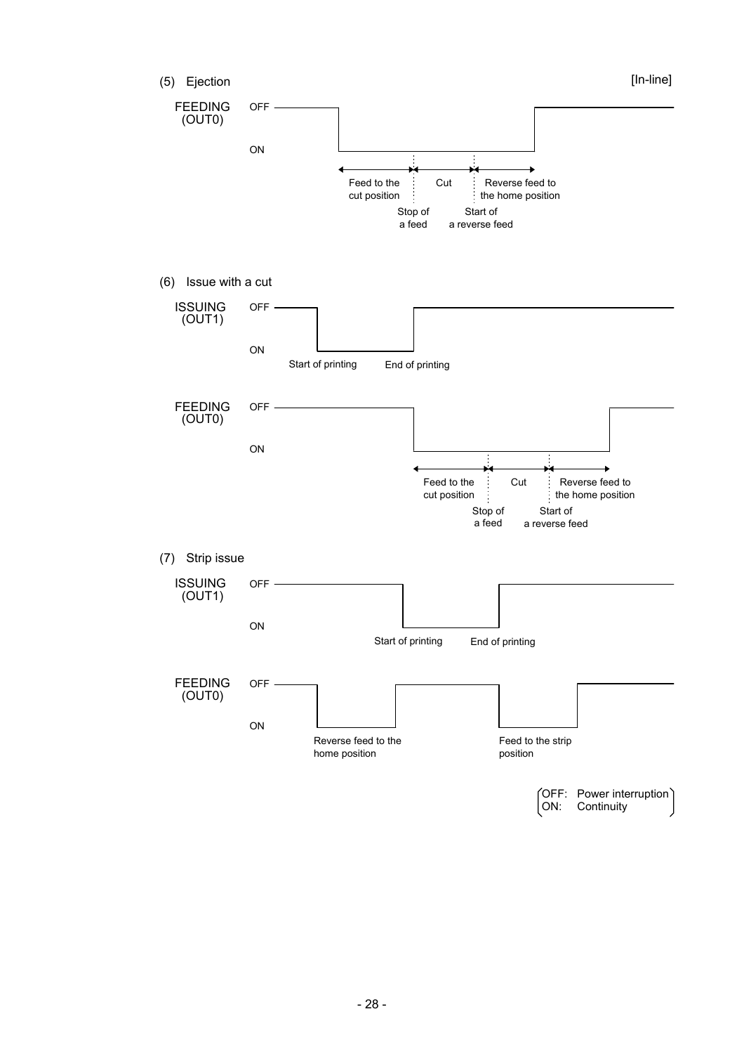(5) Ejection

[In-line]

FEEDING (OUT0)

OFF

ON

Feed to the cut position

Cut

Reverse feed to the home position

Stop of a feed

Start of a reverse feed

(6) Issue with a cut

ISSUING (OUT1)

OFF

ON

Start of printing

End of printing

FEEDING (OUT0)

OFF

ON

Feed to the cut position

Cut

Reverse feed to the home position

Stop of a feed

Start of a reverse feed

(7) Strip issue

ISSUING (OUT1)

OFF

ON

Start of printing

End of printing

FEEDING (OUT0)

OFF

ON

Reverse feed to the home position

Feed to the strip position

(OFF: Power interruption
ON: Continuity)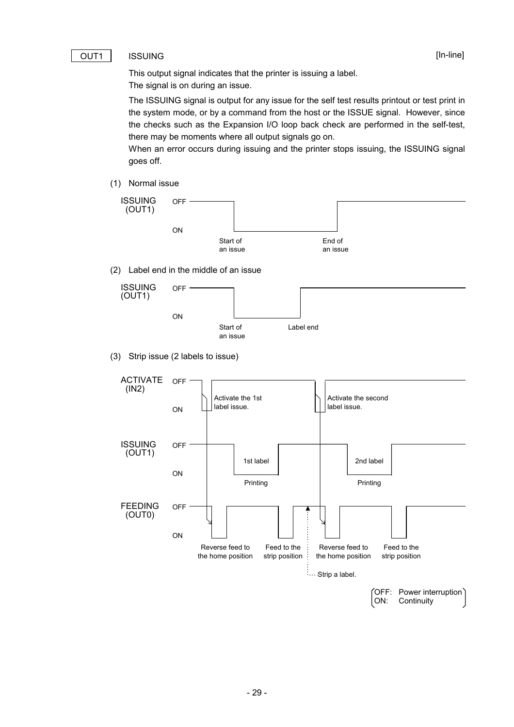OUT1 ISSUING [In-line]

This output signal indicates that the printer is issuing a label.
The signal is on during an issue.

The ISSUING signal is output for any issue for the self test results printout or test print in the system mode, or by a command from the host or the ISSUE signal. However, since the checks such as the Expansion I/O loop back check are performed in the self-test, there may be moments where all output signals go on.

When an error occurs during issuing and the printer stops issuing, the ISSUING signal goes off.

(1) Normal issue

ISSUING (OUT1) OFF ON Start of an issue End of an issue

(2) Label end in the middle of an issue

ISSUING (OUT1) OFF ON Start of an issue Label end

(3) Strip issue (2 labels to issue)

ACTIVATE (IN2) OFF ON Activate the 1st label issue. Activate the second label issue.

ISSUING (OUT1) OFF ON 1st label Printing 2nd label Printing

FEEDING (OUT0) OFF ON Reverse feed to the home position Feed to the strip position Strip a label. Reverse feed to the home position Feed to the strip position

OFF: Power interruption
ON: Continuity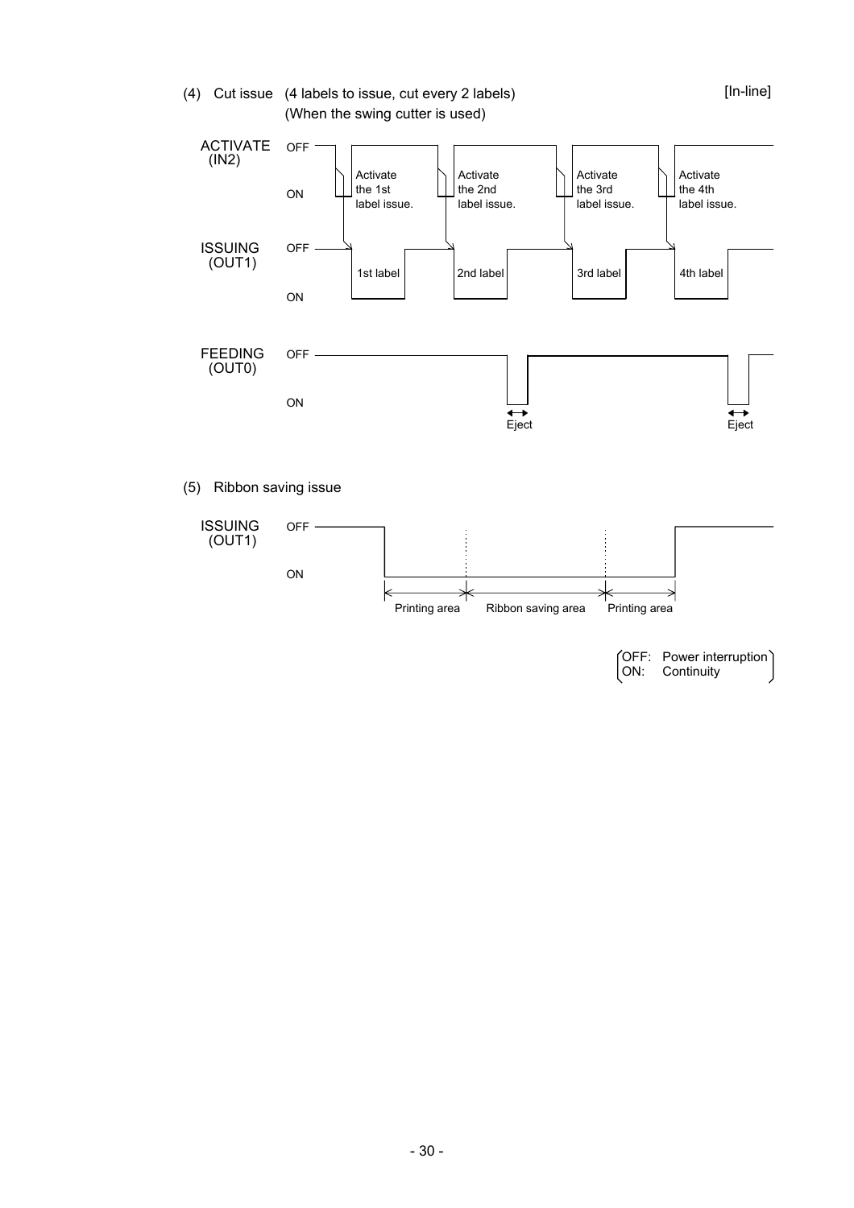(4) Cut issue (4 labels to issue, cut every 2 labels) [In-line]
(When the swing cutter is used)

ACTIVATE (IN2) OFF / ON

Activate the 1st label issue. Activate the 2nd label issue. Activate the 3rd label issue. Activate the 4th label issue.

ISSUING (OUT1) OFF / ON

1st label 2nd label 3rd label 4th label

FEEDING (OUT0) OFF / ON

Eject Eject

(5) Ribbon saving issue

ISSUING (OUT1) OFF / ON

Printing area Ribbon saving area Printing area

(OFF: Power interruption
ON: Continuity)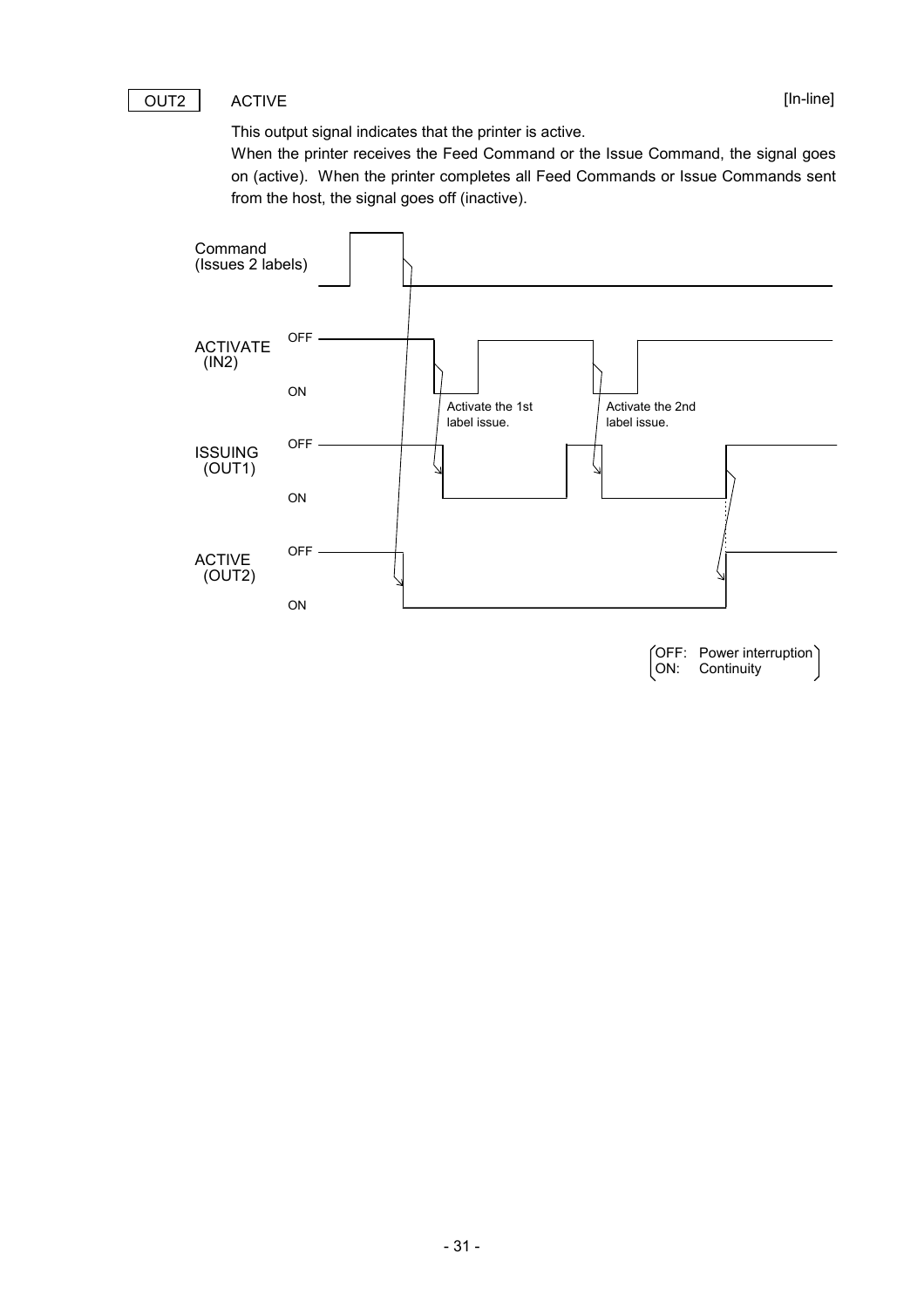OUT2 ACTIVE [In-line]

This output signal indicates that the printer is active.
When the printer receives the Feed Command or the Issue Command, the signal goes on (active). When the printer completes all Feed Commands or Issue Commands sent from the host, the signal goes off (inactive).

Command (Issues 2 labels)

ACTIVATE (IN2) OFF ON

Activate the 1st label issue.

Activate the 2nd label issue.

ISSUING (OUT1) OFF ON

ACTIVE (OUT2) OFF ON

(OFF: Power interruption
ON: Continuity)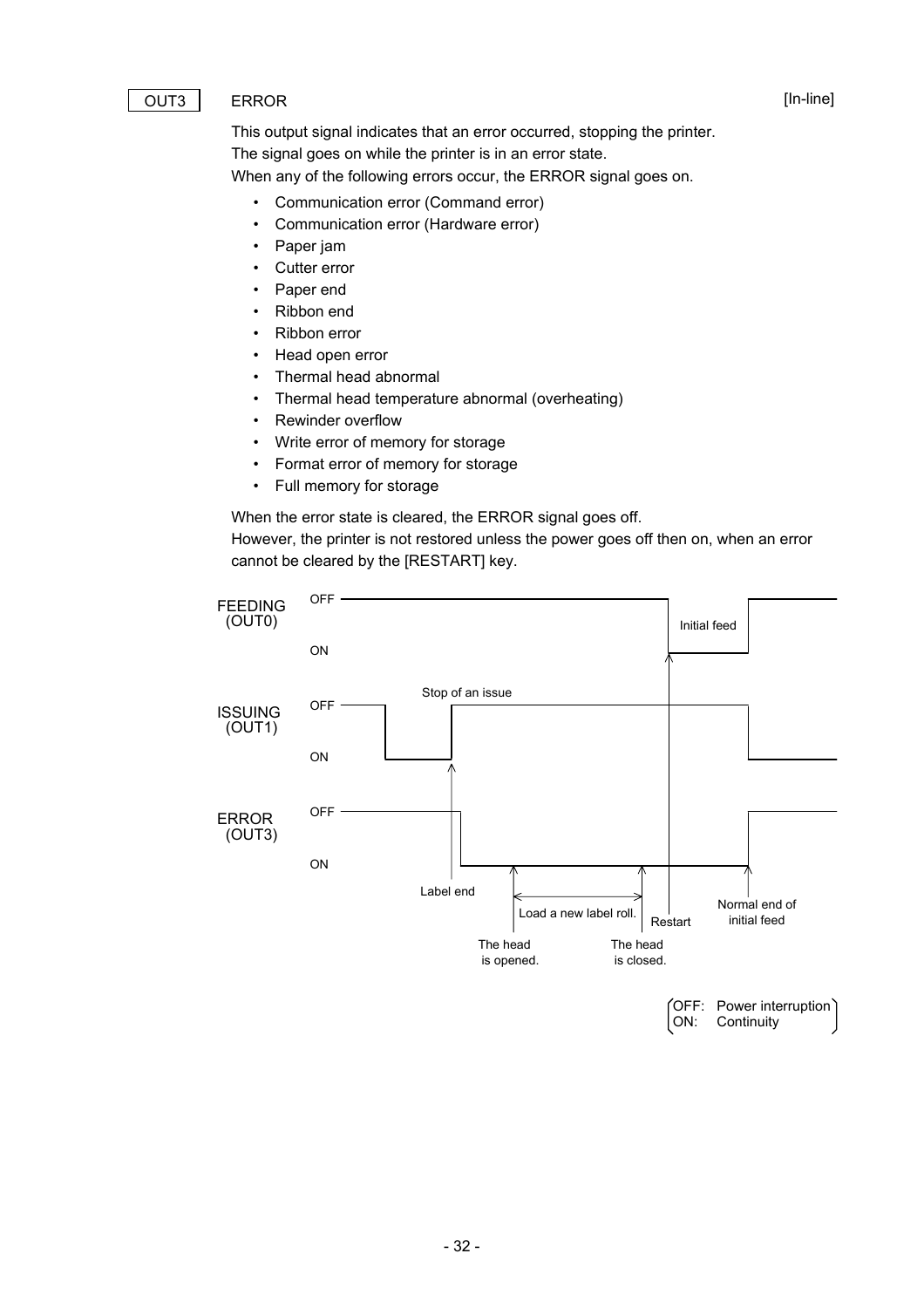OUT3 ERROR [In-line]

This output signal indicates that an error occurred, stopping the printer.
The signal goes on while the printer is in an error state.
When any of the following errors occur, the ERROR signal goes on.

- Communication error (Command error)
- Communication error (Hardware error)
- Paper jam
- Cutter error
- Paper end
- Ribbon end
- Ribbon error
- Head open error
- Thermal head abnormal
- Thermal head temperature abnormal (overheating)
- Rewinder overflow
- Write error of memory for storage
- Format error of memory for storage
- Full memory for storage

When the error state is cleared, the ERROR signal goes off.
However, the printer is not restored unless the power goes off then on, when an error cannot be cleared by the [RESTART] key.

FEEDING (OUT0) OFF ON — Initial feed

ISSUING (OUT1) OFF ON — Stop of an issue

ERROR (OUT3) OFF ON

Label end — Load a new label roll. — The head is opened. — The head is closed. — Restart — Normal end of initial feed

OFF: Power interruption
ON: Continuity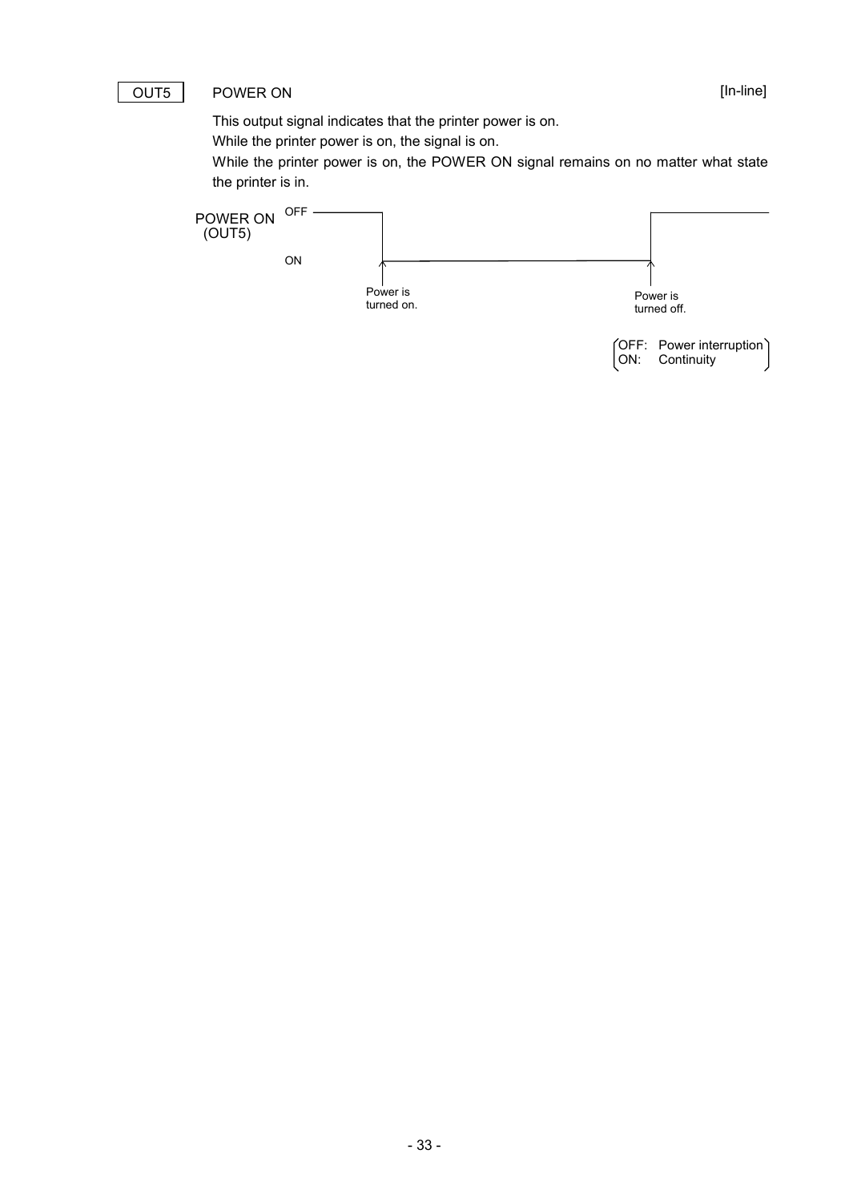OUT5 POWER ON [In-line]

This output signal indicates that the printer power is on.

While the printer power is on, the signal is on.

While the printer power is on, the POWER ON signal remains on no matter what state the printer is in.

POWER ON (OUT5)

OFF

ON

Power is turned on.

Power is turned off.

(OFF: Power interruption
ON: Continuity)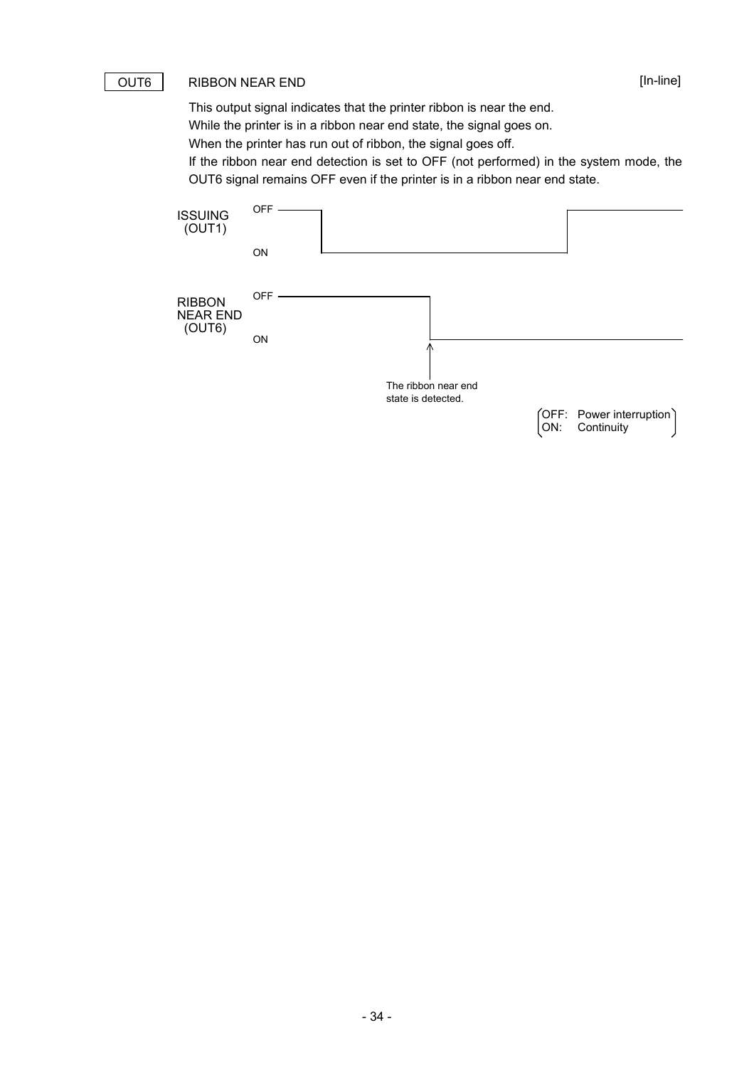**OUT6** RIBBON NEAR END [In-line]

This output signal indicates that the printer ribbon is near the end.
While the printer is in a ribbon near end state, the signal goes on.
When the printer has run out of ribbon, the signal goes off.
If the ribbon near end detection is set to OFF (not performed) in the system mode, the OUT6 signal remains OFF even if the printer is in a ribbon near end state.

ISSUING (OUT1) OFF ON

RIBBON NEAR END (OUT6) OFF ON

The ribbon near end state is detected.

(OFF: Power interruption
ON: Continuity)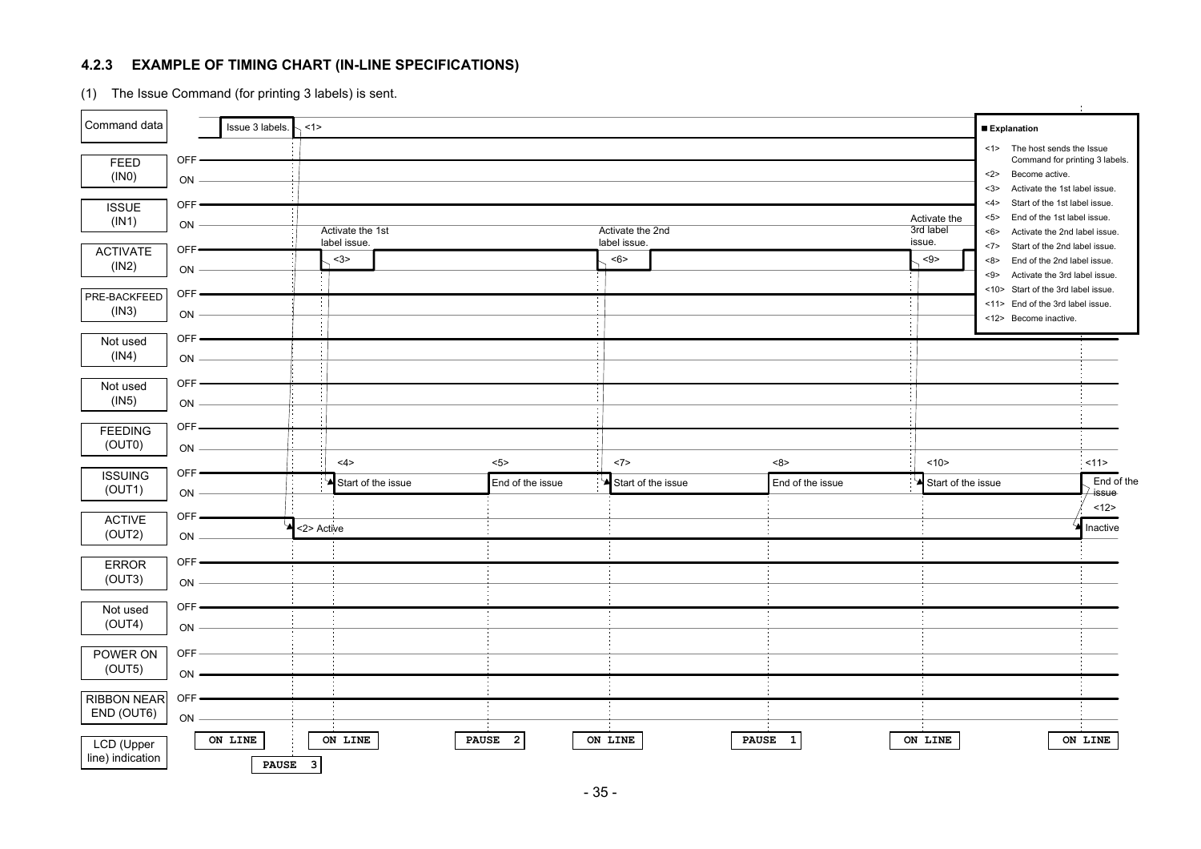### 4.2.3 EXAMPLE OF TIMING CHART (IN-LINE SPECIFICATIONS)

(1) The Issue Command (for printing 3 labels) is sent.

| Signal | Levels | Timing |
|---|---|---|
| Command data | | Issue 3 labels. <1> |
| FEED (IN0) | OFF / ON | |
| ISSUE (IN1) | OFF / ON | |
| ACTIVATE (IN2) | OFF / ON | <3> Activate the 1st label issue. <6> Activate the 2nd label issue. <9> Activate the 3rd label issue. |
| PRE-BACKFEED (IN3) | OFF / ON | |
| Not used (IN4) | OFF / ON | |
| Not used (IN5) | OFF / ON | |
| FEEDING (OUT0) | OFF / ON | |
| ISSUING (OUT1) | OFF / ON | <4> Start of the issue, <5> End of the issue, <7> Start of the issue, <8> End of the issue, <10> Start of the issue, <11> End of the issue |
| ACTIVE (OUT2) | OFF / ON | <2> Active, <12> Inactive |
| ERROR (OUT3) | OFF / ON | |
| Not used (OUT4) | OFF / ON | |
| POWER ON (OUT5) | OFF / ON | |
| RIBBON NEAR END (OUT6) | OFF / ON | |
| LCD (Upper line) indication | | ON LINE, PAUSE 3, ON LINE, PAUSE 2, ON LINE, PAUSE 1, ON LINE, ON LINE |

**■ Explanation**

- <1> The host sends the Issue Command for printing 3 labels.
- <2> Become active.
- <3> Activate the 1st label issue.
- <4> Start of the 1st label issue.
- <5> End of the 1st label issue.
- <6> Activate the 2nd label issue.
- <7> Start of the 2nd label issue.
- <8> End of the 2nd label issue.
- <9> Activate the 3rd label issue.
- <10> Start of the 3rd label issue.
- <11> End of the 3rd label issue.
- <12> Become inactive.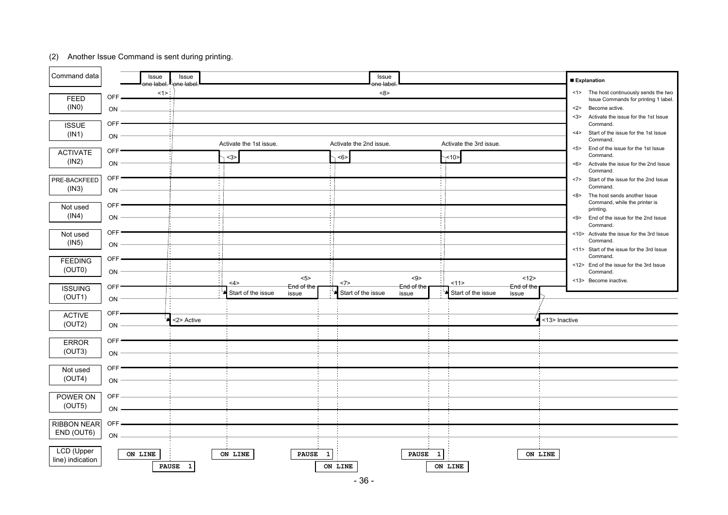(2) Another Issue Command is sent during printing.

| Signal | Level | Timing events |
|---|---|---|
| Command data | | Issue one label. / Issue one label. <1>; Issue one label. <8> |
| FEED (IN0) | OFF / ON | |
| ISSUE (IN1) | OFF / ON | |
| ACTIVATE (IN2) | OFF / ON | Activate the 1st issue. <3>; Activate the 2nd issue. <6>; Activate the 3rd issue. <10> |
| PRE-BACKFEED (IN3) | OFF / ON | |
| Not used (IN4) | OFF / ON | |
| Not used (IN5) | OFF / ON | |
| FEEDING (OUT0) | OFF / ON | |
| ISSUING (OUT1) | OFF / ON | <4> Start of the issue; <5> End of the issue; <7> Start of the issue; <9> End of the issue; <11> Start of the issue; <12> End of the issue |
| ACTIVE (OUT2) | OFF / ON | <2> Active; <13> Inactive |
| ERROR (OUT3) | OFF / ON | |
| Not used (OUT4) | OFF / ON | |
| POWER ON (OUT5) | OFF / ON | |
| RIBBON NEAR END (OUT6) | OFF / ON | |
| LCD (Upper line) indication | | ON LINE → PAUSE 1 → ON LINE → PAUSE 1 → ON LINE → PAUSE 1 → ON LINE → ON LINE |

**■ Explanation**

<1> The host continuously sends the two Issue Commands for printing 1 label.
<2> Become active.
<3> Activate the issue for the 1st Issue Command.
<4> Start of the issue for the 1st Issue Command.
<5> End of the issue for the 1st Issue Command.
<6> Activate the issue for the 2nd Issue Command.
<7> Start of the issue for the 2nd Issue Command.
<8> The host sends another Issue Command, while the printer is printing.
<9> End of the issue for the 2nd Issue Command.
<10> Activate the issue for the 3rd Issue Command.
<11> Start of the issue for the 3rd Issue Command.
<12> End of the issue for the 3rd Issue Command.
<13> Become inactive.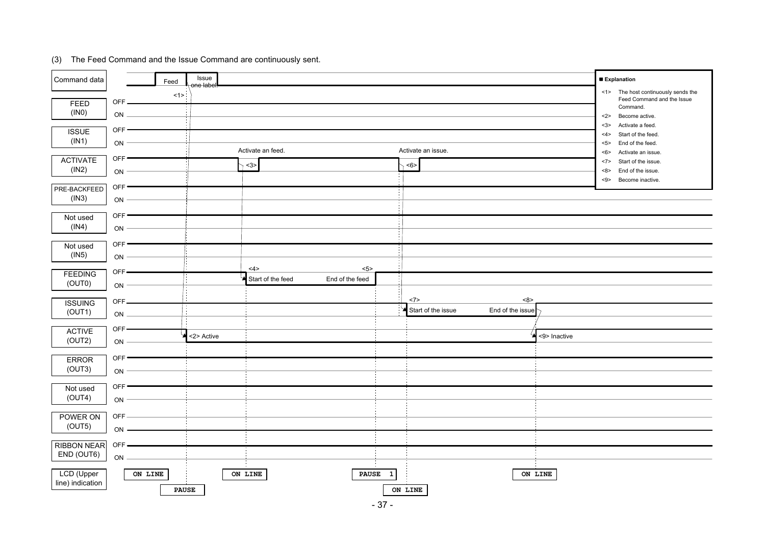(3) The Feed Command and the Issue Command are continuously sent.

| Signal | Levels | Timing labels |
|---|---|---|
| Command data | | Feed, Issue one label, <1> |
| FEED (IN0) | OFF / ON | |
| ISSUE (IN1) | OFF / ON | |
| ACTIVATE (IN2) | OFF / ON | Activate an feed. <3>; Activate an issue. <6> |
| PRE-BACKFEED (IN3) | OFF / ON | |
| Not used (IN4) | OFF / ON | |
| Not used (IN5) | OFF / ON | |
| FEEDING (OUT0) | OFF / ON | <4> Start of the feed; <5> End of the feed |
| ISSUING (OUT1) | OFF / ON | <7> Start of the issue; <8> End of the issue |
| ACTIVE (OUT2) | OFF / ON | <2> Active; <9> Inactive |
| ERROR (OUT3) | OFF / ON | |
| Not used (OUT4) | OFF / ON | |
| POWER ON (OUT5) | OFF / ON | |
| RIBBON NEAR END (OUT6) | OFF / ON | |
| LCD (Upper line) indication | | ON LINE, PAUSE, ON LINE, PAUSE 1, ON LINE, ON LINE |

**■ Explanation**

- <1> The host continuously sends the Feed Command and the Issue Command.
- <2> Become active.
- <3> Activate a feed.
- <4> Start of the feed.
- <5> End of the feed.
- <6> Activate an issue.
- <7> Start of the issue.
- <8> End of the issue.
- <9> Become inactive.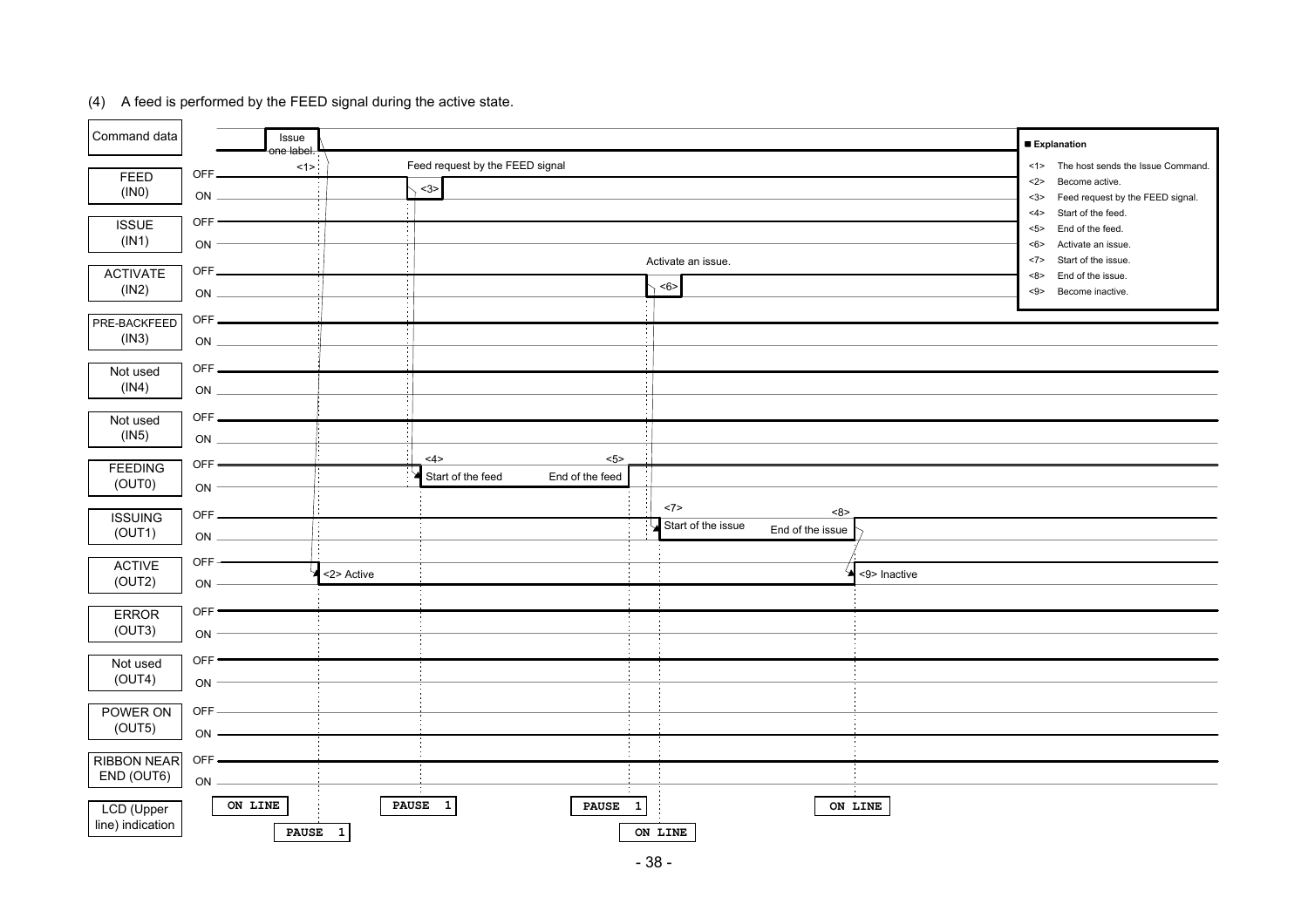(4) A feed is performed by the FEED signal during the active state.

Command data: Issue one label. <1>

FEED (IN0) — OFF / ON — Feed request by the FEED signal <3>

ISSUE (IN1) — OFF / ON

ACTIVATE (IN2) — OFF / ON — Activate an issue. <6>

PRE-BACKFEED (IN3) — OFF / ON

Not used (IN4) — OFF / ON

Not used (IN5) — OFF / ON

FEEDING (OUT0) — OFF / ON — <4> Start of the feed, <5> End of the feed

ISSUING (OUT1) — OFF / ON — <7> Start of the issue, <8> End of the issue

ACTIVE (OUT2) — OFF / ON — <2> Active, <9> Inactive

ERROR (OUT3) — OFF / ON

Not used (OUT4) — OFF / ON

POWER ON (OUT5) — OFF / ON

RIBBON NEAR END (OUT6) — OFF / ON

LCD (Upper line) indication: ON LINE → PAUSE 1 → PAUSE 1 → PAUSE 1 → ON LINE → ON LINE

**Explanation**

<1> The host sends the Issue Command.
<2> Become active.
<3> Feed request by the FEED signal.
<4> Start of the feed.
<5> End of the feed.
<6> Activate an issue.
<7> Start of the issue.
<8> End of the issue.
<9> Become inactive.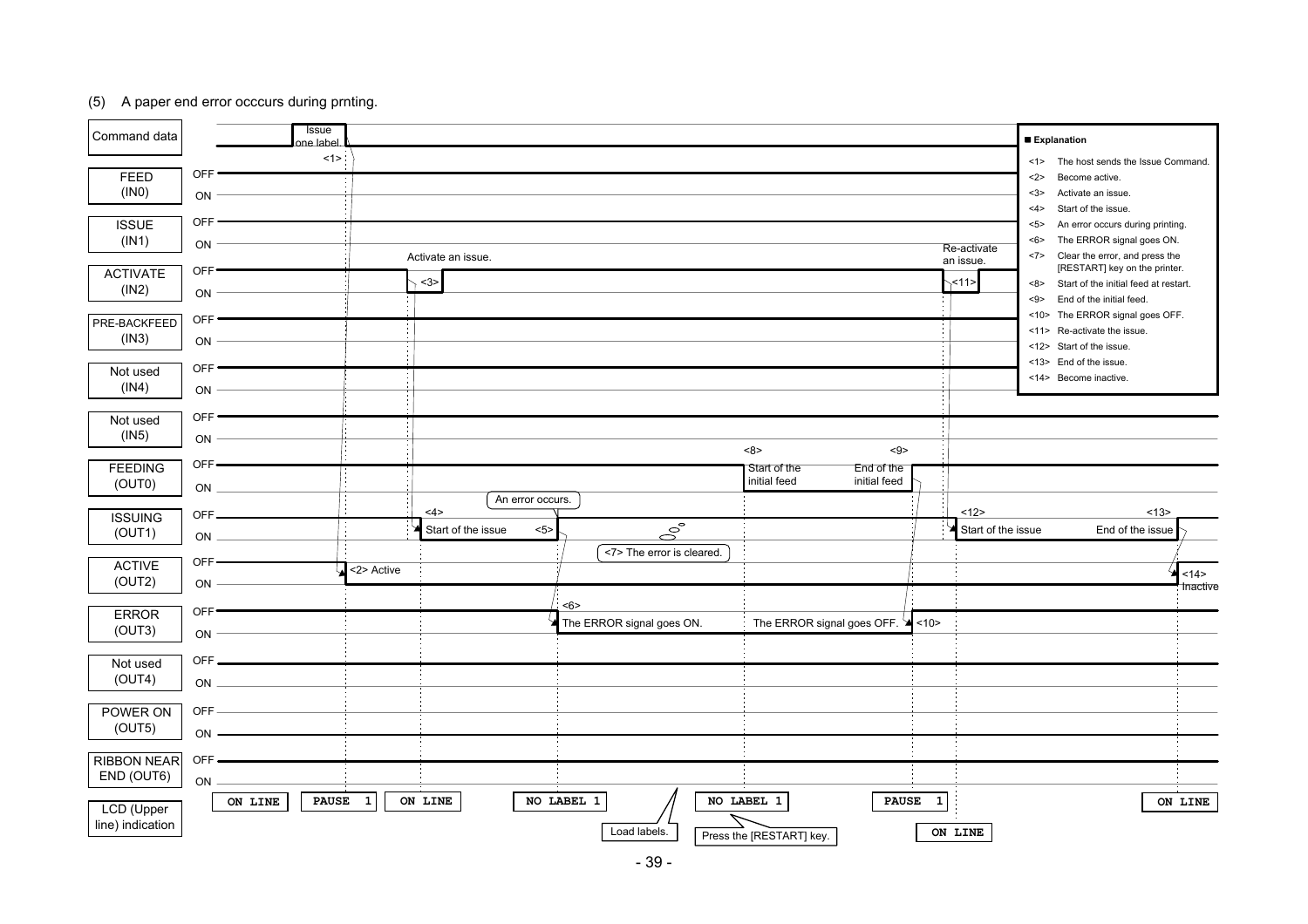(5) A paper end error occcurs during prnting.

Command data

Issue one label.

<1>

FEED (IN0) OFF ON

ISSUE (IN1) OFF ON

ACTIVATE (IN2) OFF ON

Activate an issue.

<3>

Re-activate an issue.

<11>

PRE-BACKFEED (IN3) OFF ON

Not used (IN4) OFF ON

Not used (IN5) OFF ON

FEEDING (OUT0) OFF ON

<8> Start of the initial feed

<9> End of the initial feed

ISSUING (OUT1) OFF ON

<4> Start of the issue

An error occurs.

<5>

<7> The error is cleared.

<12> Start of the issue

<13> End of the issue

ACTIVE (OUT2) OFF ON

<2> Active

<14> Inactive

ERROR (OUT3) OFF ON

<6> The ERROR signal goes ON.

The ERROR signal goes OFF.

<10>

Not used (OUT4) OFF ON

POWER ON (OUT5) OFF ON

RIBBON NEAR END (OUT6) OFF ON

LCD (Upper line) indication

ON LINE

PAUSE 1

ON LINE

NO LABEL 1

Load labels.

NO LABEL 1

Press the [RESTART] key.

PAUSE 1

ON LINE

ON LINE

**■ Explanation**

<1> The host sends the Issue Command.
<2> Become active.
<3> Activate an issue.
<4> Start of the issue.
<5> An error occurs during printing.
<6> The ERROR signal goes ON.
<7> Clear the error, and press the [RESTART] key on the printer.
<8> Start of the initial feed at restart.
<9> End of the initial feed.
<10> The ERROR signal goes OFF.
<11> Re-activate the issue.
<12> Start of the issue.
<13> End of the issue.
<14> Become inactive.